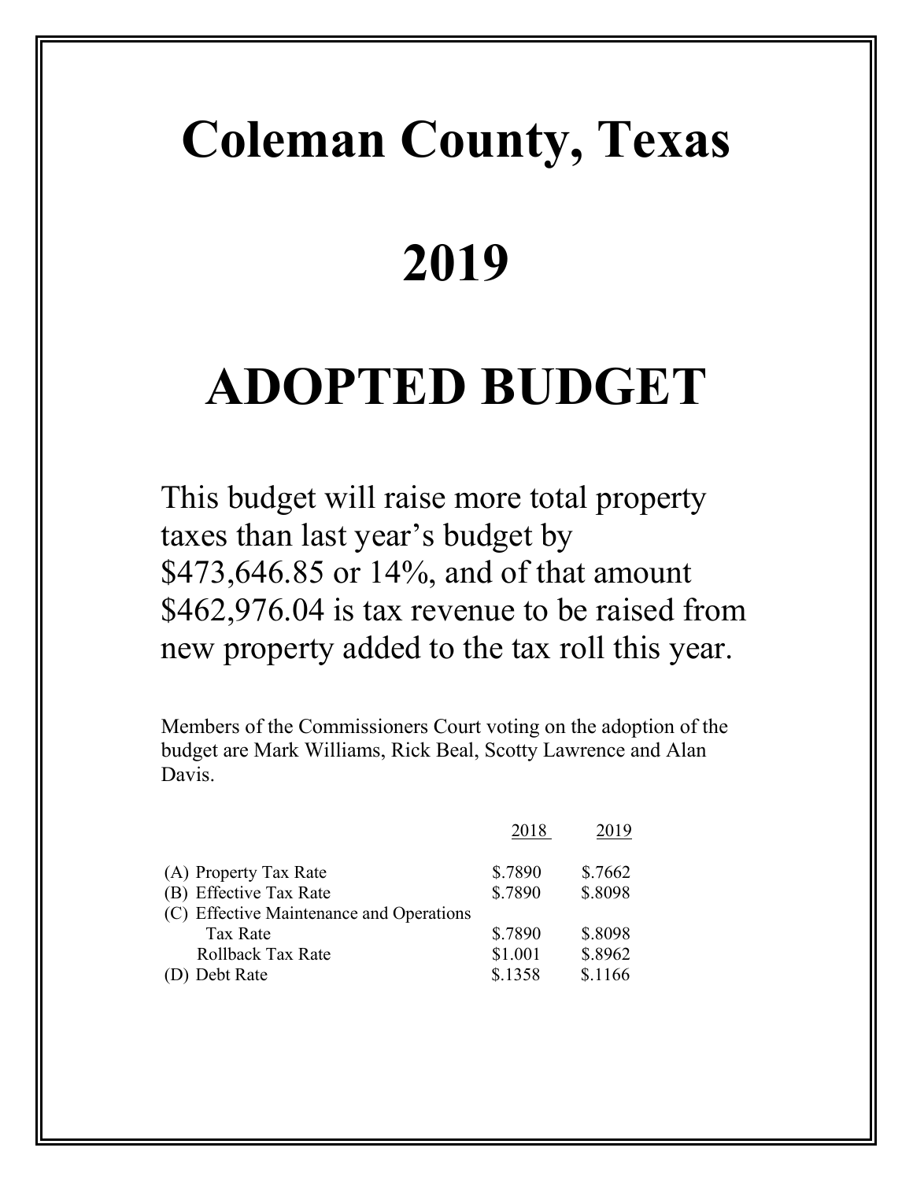# Coleman County, Texas

# 2019

# ADOPTED BUDGET

This budget will raise more total property taxes than last year's budget by $473,646.85 or 14%, and of that amount $462,976.04 is tax revenue to be raised from new property added to the tax roll this year.

Members of the Commissioners Court voting on the adoption of the budget are Mark Williams, Rick Beal, Scotty Lawrence and Alan Davis.

| | 2018 | 2019 |
|---|---|---|
| (A) Property Tax Rate | $.7890 | $.7662 |
| (B) Effective Tax Rate | $.7890 | $.8098 |
| (C) Effective Maintenance and Operations Tax Rate | $.7890 | $.8098 |
| Rollback Tax Rate | $1.001 | $.8962 |
| (D) Debt Rate | $.1358 | $.1166 |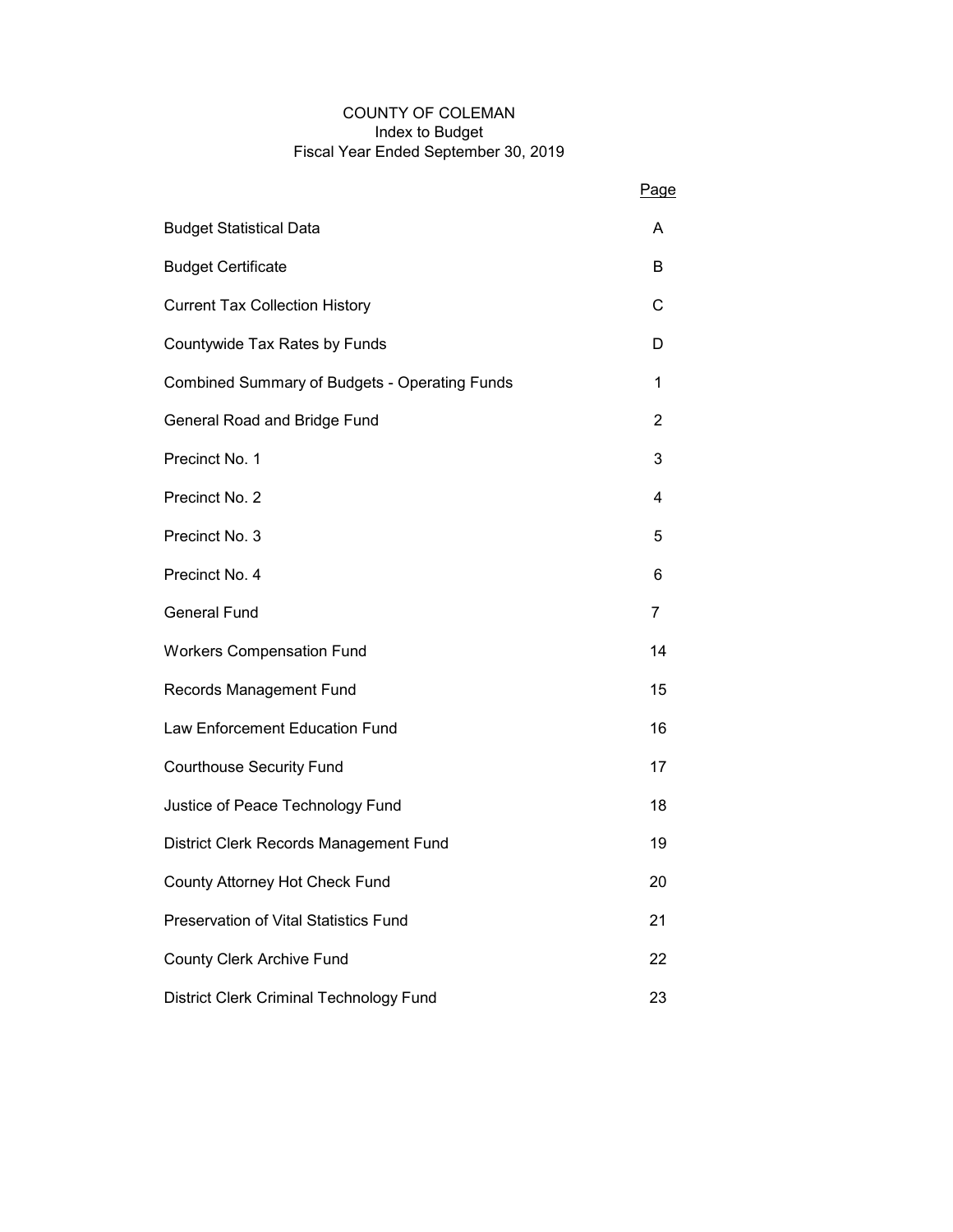# COUNTY OF COLEMAN
## Index to Budget
### Fiscal Year Ended September 30, 2019

| | Page |
|---|---|
| Budget Statistical Data | A |
| Budget Certificate | B |
| Current Tax Collection History | C |
| Countywide Tax Rates by Funds | D |
| Combined Summary of Budgets - Operating Funds | 1 |
| General Road and Bridge Fund | 2 |
| Precinct No. 1 | 3 |
| Precinct No. 2 | 4 |
| Precinct No. 3 | 5 |
| Precinct No. 4 | 6 |
| General Fund | 7 |
| Workers Compensation Fund | 14 |
| Records Management Fund | 15 |
| Law Enforcement Education Fund | 16 |
| Courthouse Security Fund | 17 |
| Justice of Peace Technology Fund | 18 |
| District Clerk Records Management Fund | 19 |
| County Attorney Hot Check Fund | 20 |
| Preservation of Vital Statistics Fund | 21 |
| County Clerk Archive Fund | 22 |
| District Clerk Criminal Technology Fund | 23 |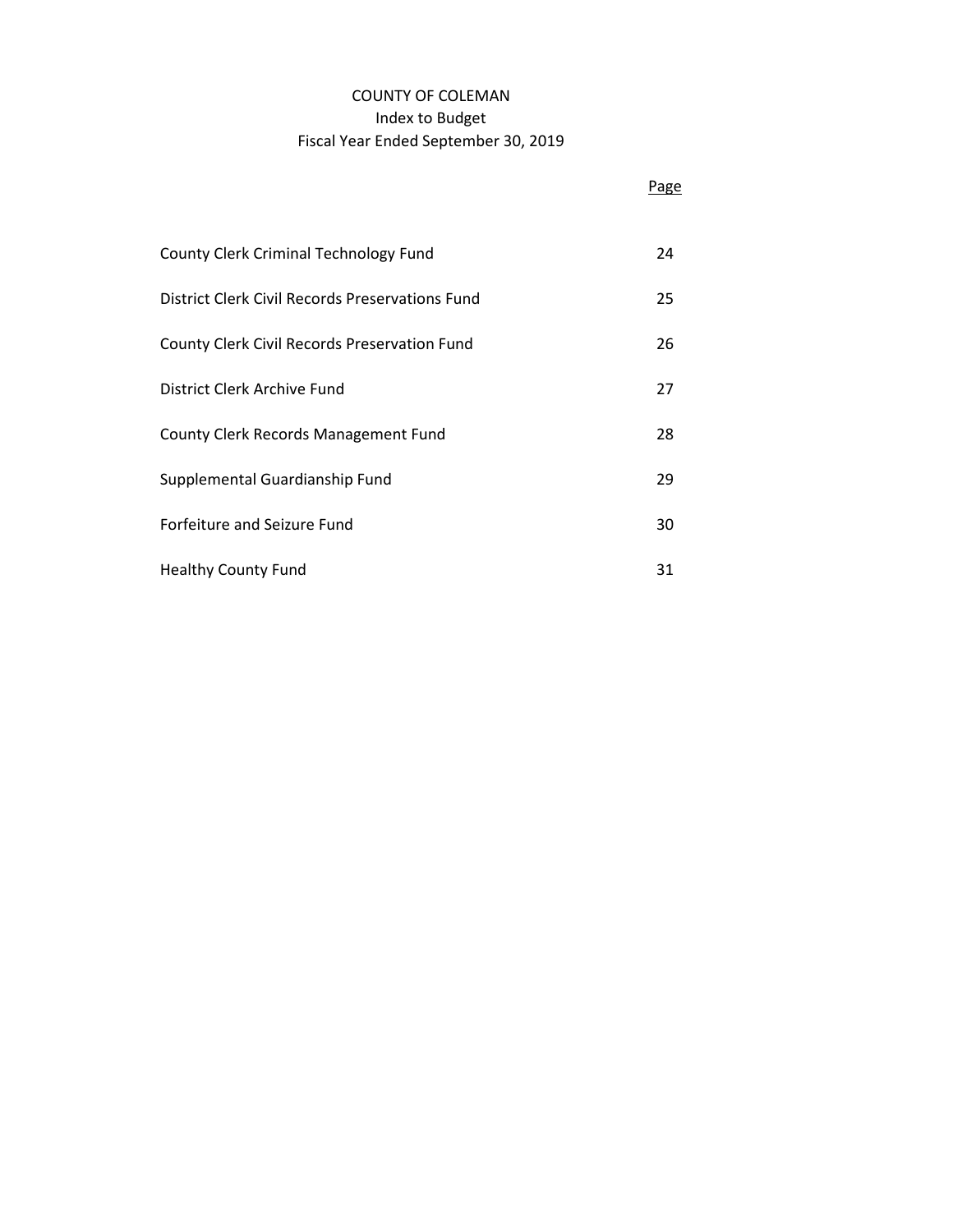# COUNTY OF COLEMAN

## Index to Budget

## Fiscal Year Ended September 30, 2019

| | Page |
|---|---|
| County Clerk Criminal Technology Fund | 24 |
| District Clerk Civil Records Preservations Fund | 25 |
| County Clerk Civil Records Preservation Fund | 26 |
| District Clerk Archive Fund | 27 |
| County Clerk Records Management Fund | 28 |
| Supplemental Guardianship Fund | 29 |
| Forfeiture and Seizure Fund | 30 |
| Healthy County Fund | 31 |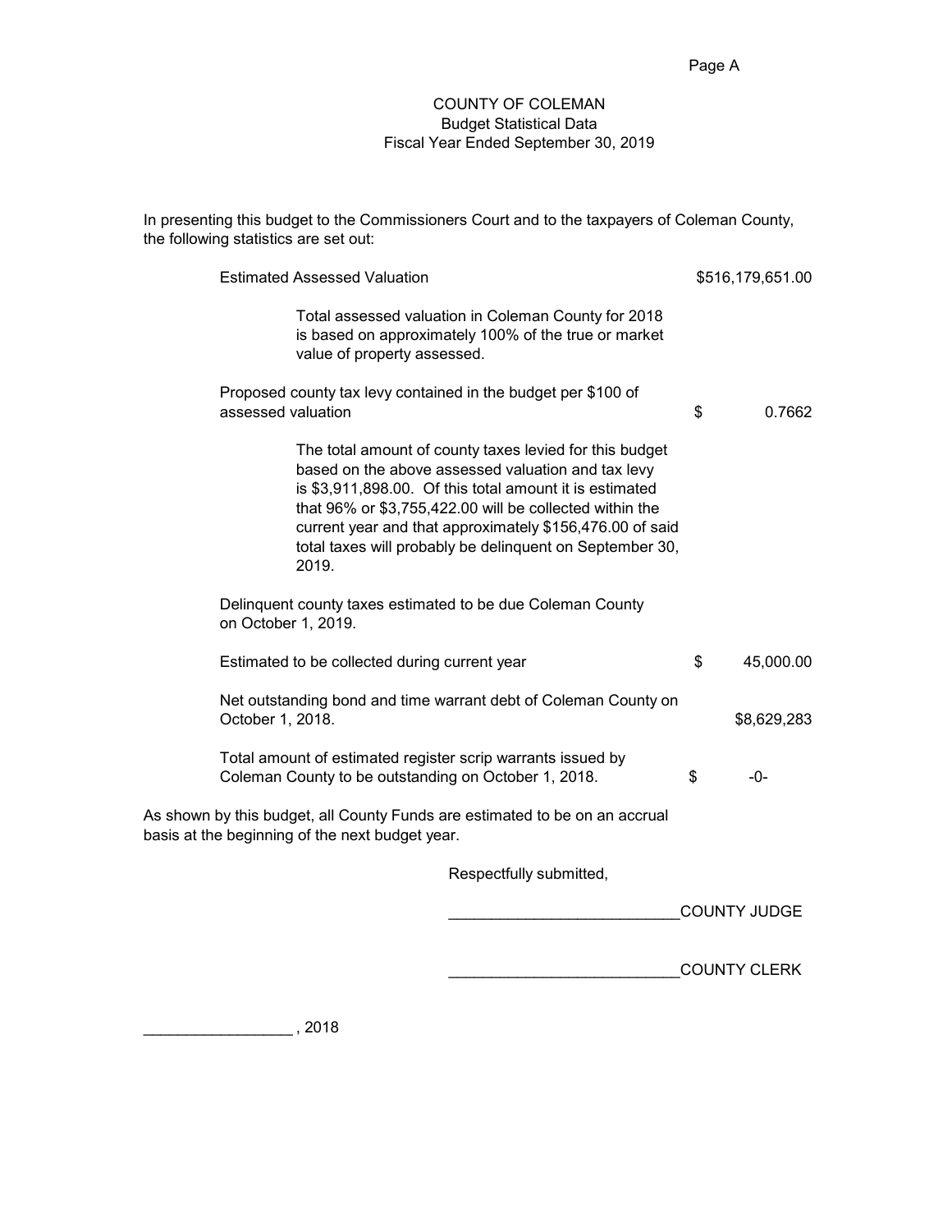# COUNTY OF COLEMAN
## Budget Statistical Data
## Fiscal Year Ended September 30, 2019

In presenting this budget to the Commissioners Court and to the taxpayers of Coleman County, the following statistics are set out:

| | |
|---|---|
| Estimated Assessed Valuation | $516,179,651.00 |
| Total assessed valuation in Coleman County for 2018 is based on approximately 100% of the true or market value of property assessed. | |
| Proposed county tax levy contained in the budget per $100 of assessed valuation | $ 0.7662 |
| The total amount of county taxes levied for this budget based on the above assessed valuation and tax levy is $3,911,898.00. Of this total amount it is estimated that 96% or $3,755,422.00 will be collected within the current year and that approximately $156,476.00 of said total taxes will probably be delinquent on September 30, 2019. | |
| Delinquent county taxes estimated to be due Coleman County on October 1, 2019. | |
| Estimated to be collected during current year | $ 45,000.00 |
| Net outstanding bond and time warrant debt of Coleman County on October 1, 2018. | $8,629,283 |
| Total amount of estimated register scrip warrants issued by Coleman County to be outstanding on October 1, 2018. | $ -0- |

As shown by this budget, all County Funds are estimated to be on an accrual basis at the beginning of the next budget year.

Respectfully submitted,

___________________________COUNTY JUDGE

___________________________COUNTY CLERK

_________________ , 2018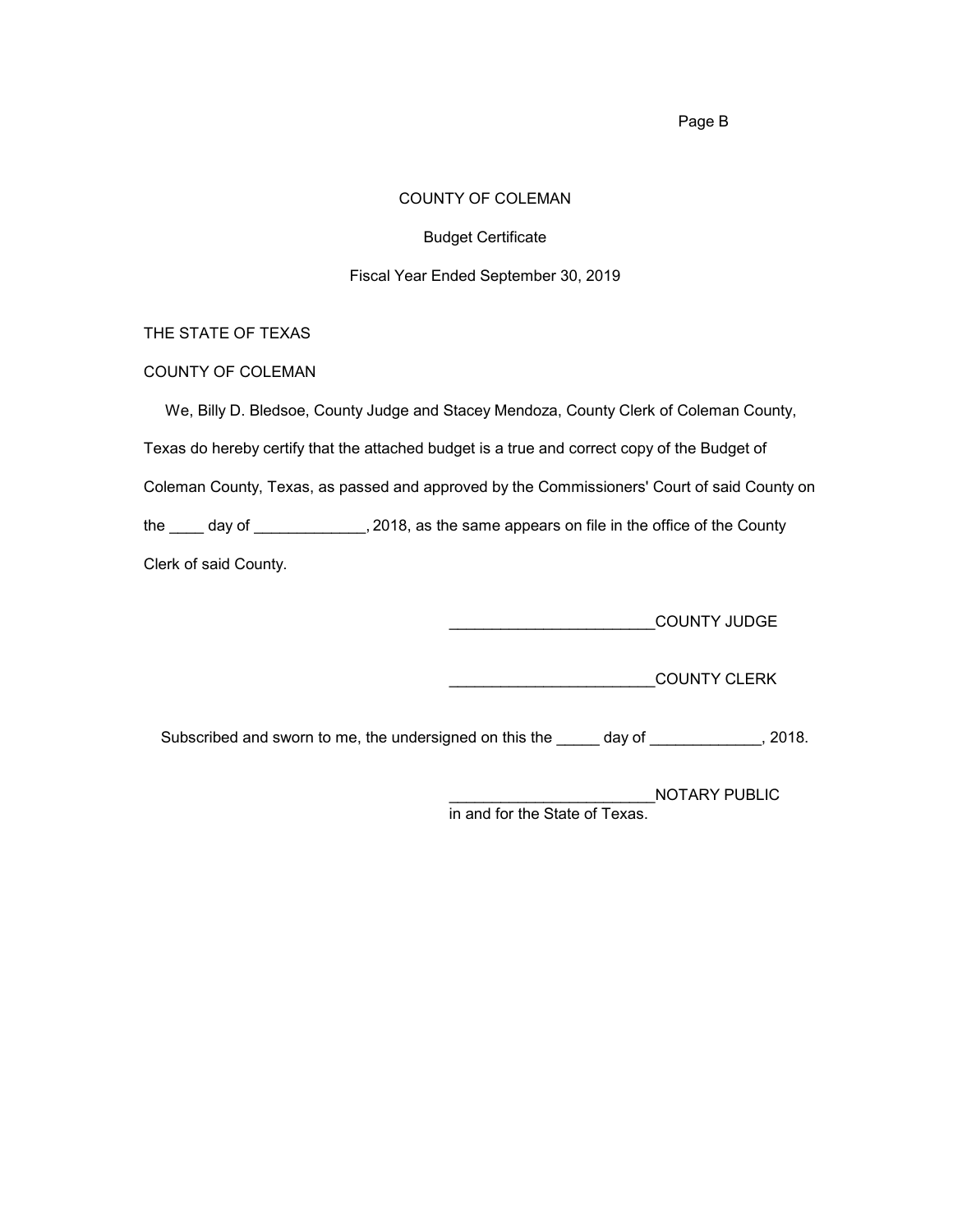COUNTY OF COLEMAN

Budget Certificate

Fiscal Year Ended September 30, 2019

THE STATE OF TEXAS

COUNTY OF COLEMAN

We, Billy D. Bledsoe, County Judge and Stacey Mendoza, County Clerk of Coleman County, Texas do hereby certify that the attached budget is a true and correct copy of the Budget of Coleman County, Texas, as passed and approved by the Commissioners' Court of said County on the ____ day of _____________, 2018, as the same appears on file in the office of the County Clerk of said County.

________________________COUNTY JUDGE

________________________COUNTY CLERK

Subscribed and sworn to me, the undersigned on this the _____ day of _____________, 2018.

________________________NOTARY PUBLIC
in and for the State of Texas.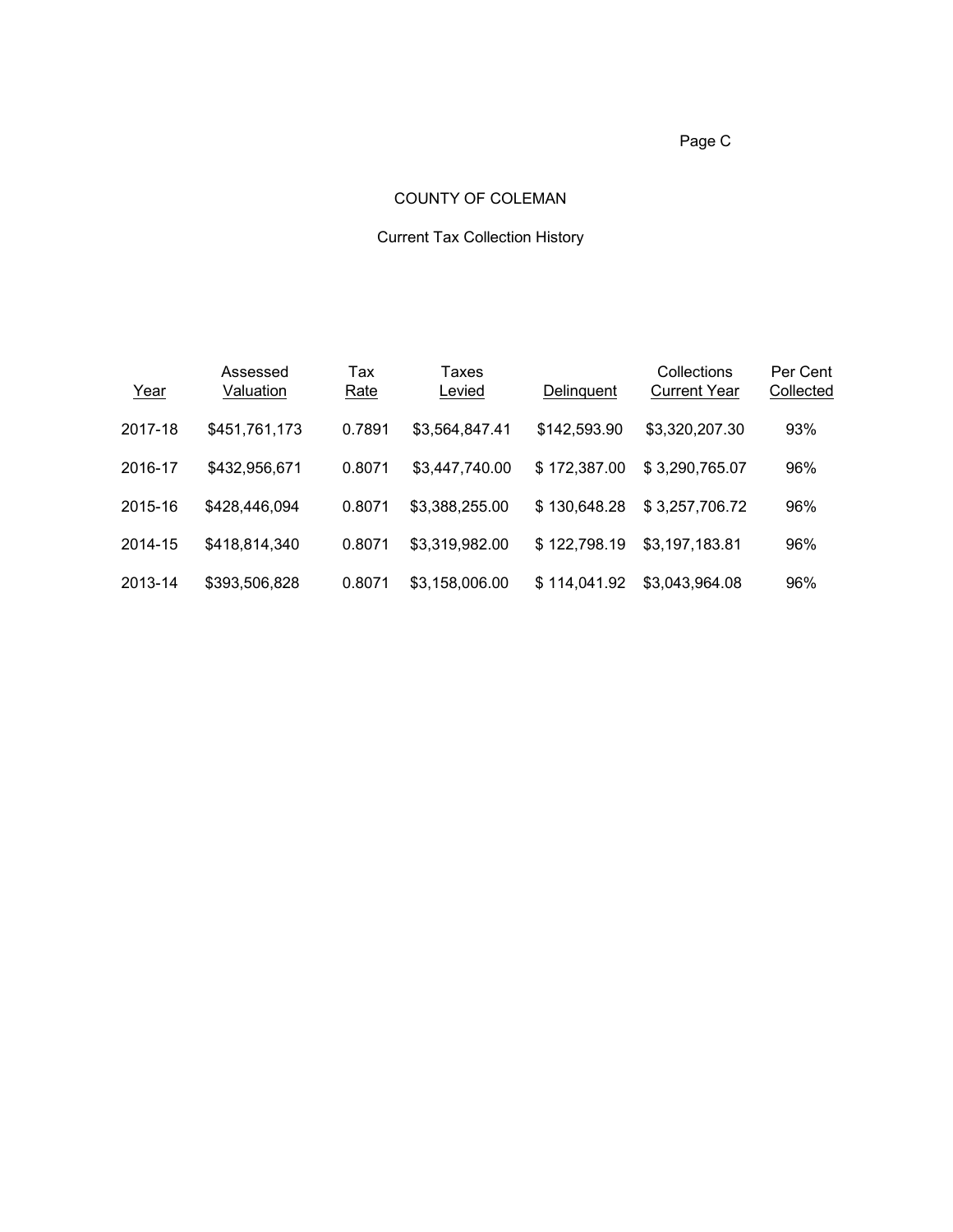# COUNTY OF COLEMAN

## Current Tax Collection History

| Year | Assessed Valuation | Tax Rate | Taxes Levied | Delinquent | Collections Current Year | Per Cent Collected |
|---|---|---|---|---|---|---|
| 2017-18 | $451,761,173 | 0.7891 | $3,564,847.41 | $142,593.90 | $3,320,207.30 | 93% |
| 2016-17 | $432,956,671 | 0.8071 | $3,447,740.00 | $ 172,387.00 | $ 3,290,765.07 | 96% |
| 2015-16 | $428,446,094 | 0.8071 | $3,388,255.00 | $ 130,648.28 | $ 3,257,706.72 | 96% |
| 2014-15 | $418,814,340 | 0.8071 | $3,319,982.00 | $ 122,798.19 | $3,197,183.81 | 96% |
| 2013-14 | $393,506,828 | 0.8071 | $3,158,006.00 | $ 114,041.92 | $3,043,964.08 | 96% |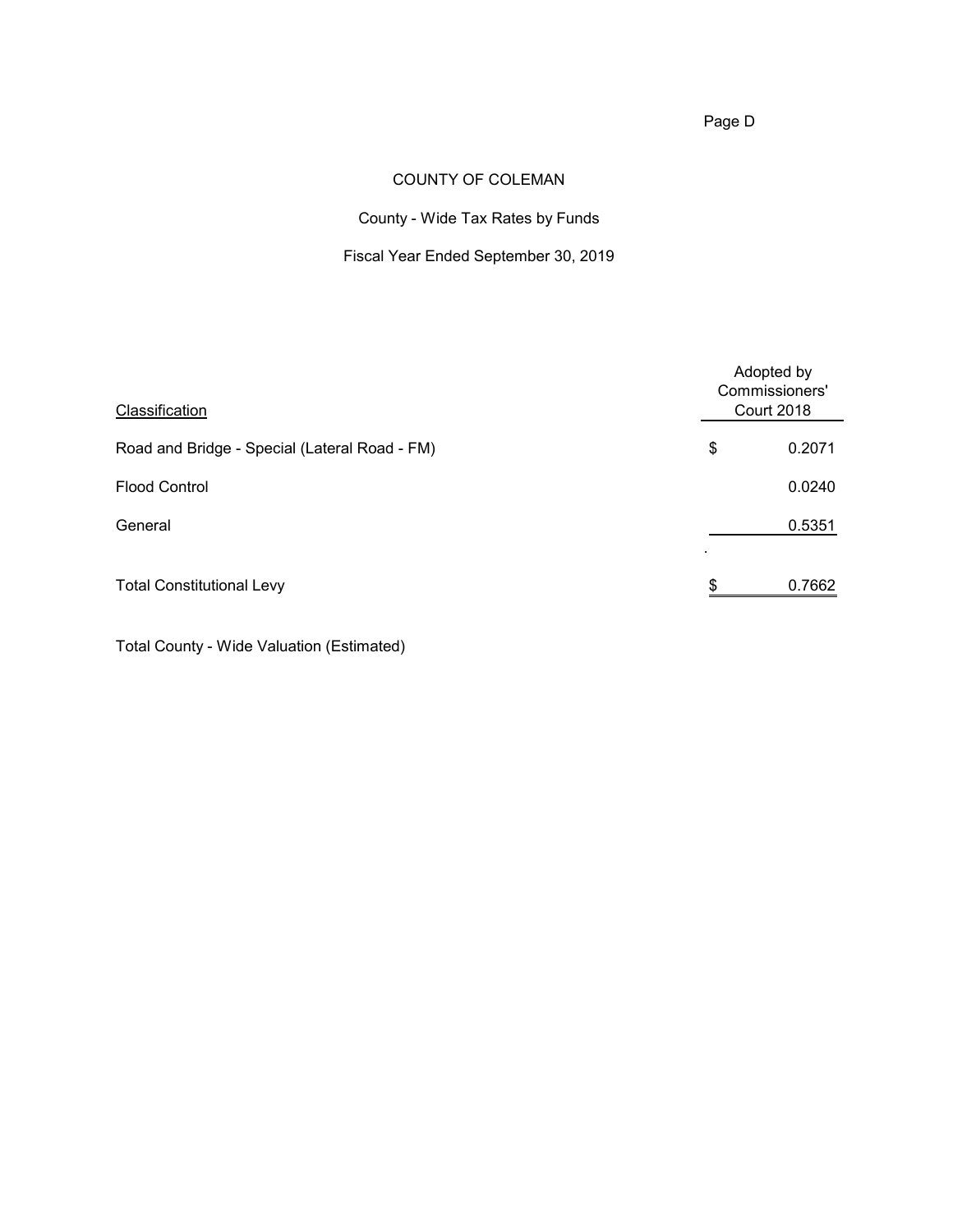# COUNTY OF COLEMAN

## County - Wide Tax Rates by Funds

### Fiscal Year Ended September 30, 2019

| Classification | Adopted by Commissioners' Court 2018 |
|---|---|
| Road and Bridge - Special (Lateral Road - FM) | $ 0.2071 |
| Flood Control | 0.0240 |
| General | 0.5351 |
| Total Constitutional Levy | $ 0.7662 |

Total County - Wide Valuation (Estimated)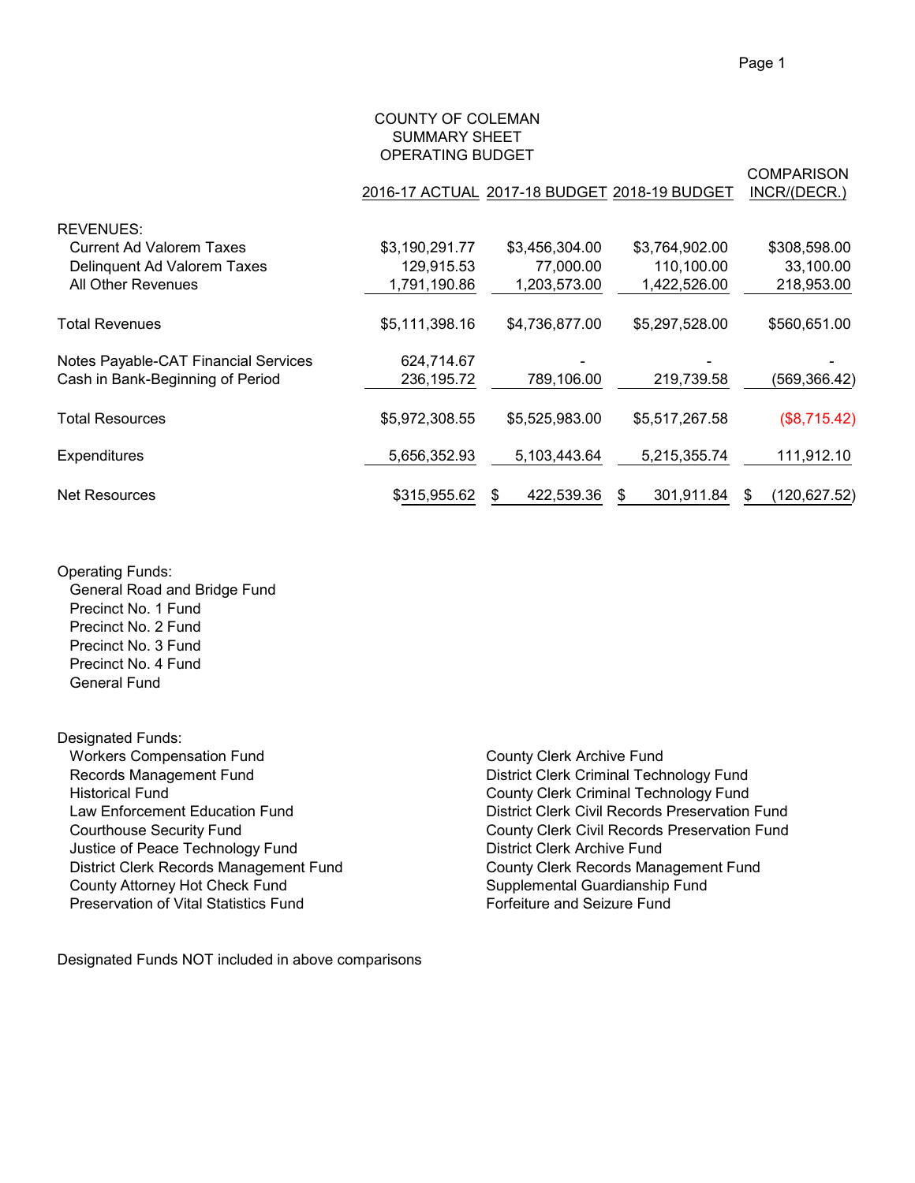# COUNTY OF COLEMAN
## SUMMARY SHEET
## OPERATING BUDGET

| | 2016-17 ACTUAL | 2017-18 BUDGET | 2018-19 BUDGET | COMPARISON INCR/(DECR.) |
|---|---|---|---|---|
| **REVENUES:** | | | | |
| Current Ad Valorem Taxes | $3,190,291.77 | $3,456,304.00 | $3,764,902.00 | $308,598.00 |
| Delinquent Ad Valorem Taxes | 129,915.53 | 77,000.00 | 110,100.00 | 33,100.00 |
| All Other Revenues | 1,791,190.86 | 1,203,573.00 | 1,422,526.00 | 218,953.00 |
| Total Revenues | $5,111,398.16 | $4,736,877.00 | $5,297,528.00 | $560,651.00 |
| Notes Payable-CAT Financial Services | 624,714.67 | - | - | - |
| Cash in Bank-Beginning of Period | 236,195.72 | 789,106.00 | 219,739.58 | (569,366.42) |
| Total Resources | $5,972,308.55 | $5,525,983.00 | $5,517,267.58 | ($8,715.42) |
| Expenditures | 5,656,352.93 | 5,103,443.64 | 5,215,355.74 | 111,912.10 |
| Net Resources | $315,955.62 | $ 422,539.36 | $ 301,911.84 | $ (120,627.52) |

Operating Funds:
- General Road and Bridge Fund
- Precinct No. 1 Fund
- Precinct No. 2 Fund
- Precinct No. 3 Fund
- Precinct No. 4 Fund
- General Fund

Designated Funds:
- Workers Compensation Fund
- Records Management Fund
- Historical Fund
- Law Enforcement Education Fund
- Courthouse Security Fund
- Justice of Peace Technology Fund
- District Clerk Records Management Fund
- County Attorney Hot Check Fund
- Preservation of Vital Statistics Fund
- County Clerk Archive Fund
- District Clerk Criminal Technology Fund
- County Clerk Criminal Technology Fund
- District Clerk Civil Records Preservation Fund
- County Clerk Civil Records Preservation Fund
- District Clerk Archive Fund
- County Clerk Records Management Fund
- Supplemental Guardianship Fund
- Forfeiture and Seizure Fund

Designated Funds NOT included in above comparisons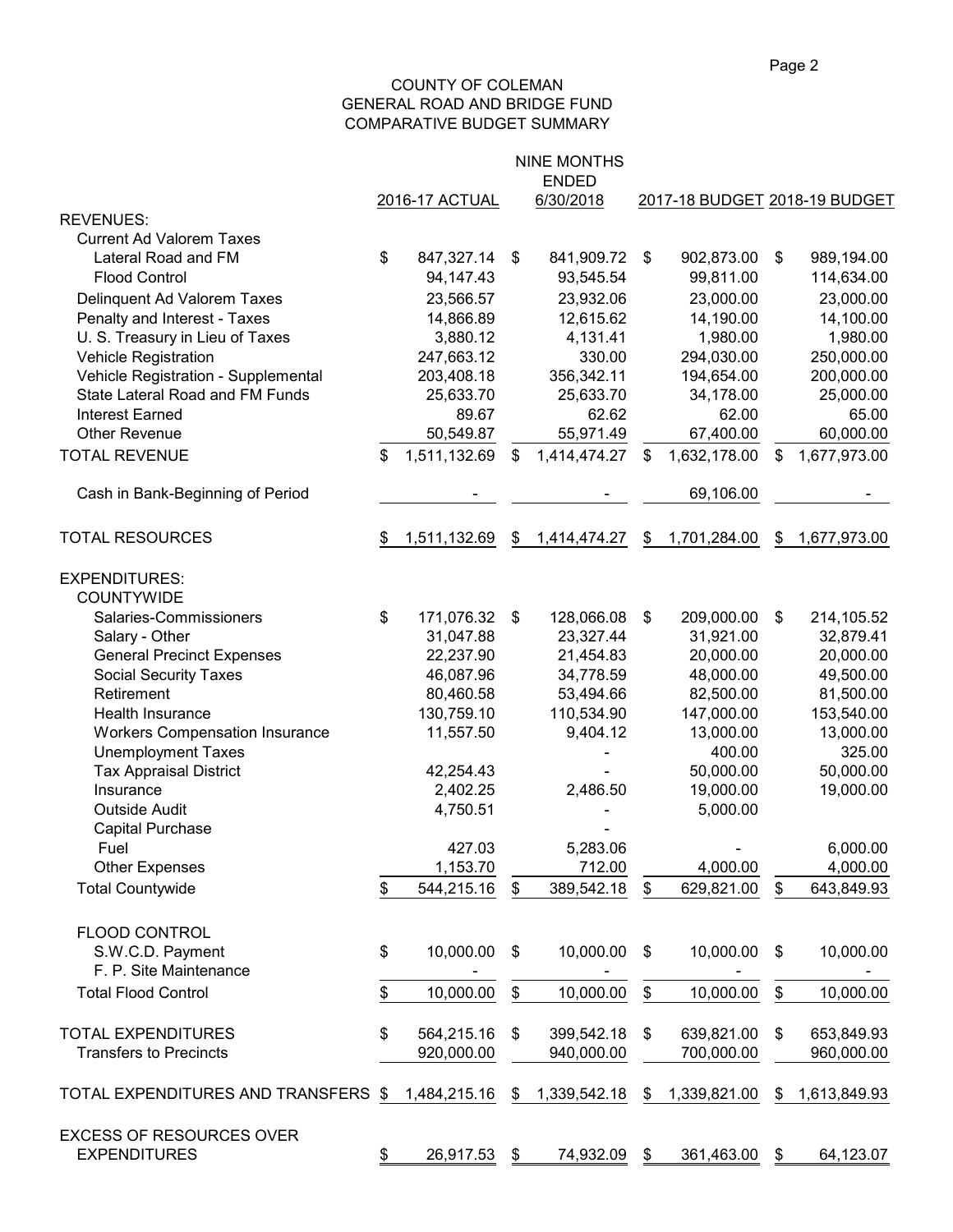# COUNTY OF COLEMAN
## GENERAL ROAD AND BRIDGE FUND
## COMPARATIVE BUDGET SUMMARY

| | 2016-17 ACTUAL | NINE MONTHS ENDED 6/30/2018 | 2017-18 BUDGET | 2018-19 BUDGET |
|---|---|---|---|---|
| **REVENUES:** | | | | |
| Current Ad Valorem Taxes | | | | |
| Lateral Road and FM | $ 847,327.14 | $ 841,909.72 | $ 902,873.00 | $ 989,194.00 |
| Flood Control | 94,147.43 | 93,545.54 | 99,811.00 | 114,634.00 |
| Delinquent Ad Valorem Taxes | 23,566.57 | 23,932.06 | 23,000.00 | 23,000.00 |
| Penalty and Interest - Taxes | 14,866.89 | 12,615.62 | 14,190.00 | 14,100.00 |
| U. S. Treasury in Lieu of Taxes | 3,880.12 | 4,131.41 | 1,980.00 | 1,980.00 |
| Vehicle Registration | 247,663.12 | 330.00 | 294,030.00 | 250,000.00 |
| Vehicle Registration - Supplemental | 203,408.18 | 356,342.11 | 194,654.00 | 200,000.00 |
| State Lateral Road and FM Funds | 25,633.70 | 25,633.70 | 34,178.00 | 25,000.00 |
| Interest Earned | 89.67 | 62.62 | 62.00 | 65.00 |
| Other Revenue | 50,549.87 | 55,971.49 | 67,400.00 | 60,000.00 |
| TOTAL REVENUE | $ 1,511,132.69 | $ 1,414,474.27 | $ 1,632,178.00 | $ 1,677,973.00 |
| Cash in Bank-Beginning of Period | - | - | 69,106.00 | - |
| TOTAL RESOURCES | $ 1,511,132.69 | $ 1,414,474.27 | $ 1,701,284.00 | $ 1,677,973.00 |
| **EXPENDITURES:** | | | | |
| COUNTYWIDE | | | | |
| Salaries-Commissioners | $ 171,076.32 | $ 128,066.08 | $ 209,000.00 | $ 214,105.52 |
| Salary - Other | 31,047.88 | 23,327.44 | 31,921.00 | 32,879.41 |
| General Precinct Expenses | 22,237.90 | 21,454.83 | 20,000.00 | 20,000.00 |
| Social Security Taxes | 46,087.96 | 34,778.59 | 48,000.00 | 49,500.00 |
| Retirement | 80,460.58 | 53,494.66 | 82,500.00 | 81,500.00 |
| Health Insurance | 130,759.10 | 110,534.90 | 147,000.00 | 153,540.00 |
| Workers Compensation Insurance | 11,557.50 | 9,404.12 | 13,000.00 | 13,000.00 |
| Unemployment Taxes | | - | 400.00 | 325.00 |
| Tax Appraisal District | 42,254.43 | - | 50,000.00 | 50,000.00 |
| Insurance | 2,402.25 | 2,486.50 | 19,000.00 | 19,000.00 |
| Outside Audit | 4,750.51 | - | 5,000.00 | |
| Capital Purchase | | - | | |
| Fuel | 427.03 | 5,283.06 | - | 6,000.00 |
| Other Expenses | 1,153.70 | 712.00 | 4,000.00 | 4,000.00 |
| Total Countywide | $ 544,215.16 | $ 389,542.18 | $ 629,821.00 | $ 643,849.93 |
| FLOOD CONTROL | | | | |
| S.W.C.D. Payment | $ 10,000.00 | $ 10,000.00 | $ 10,000.00 | $ 10,000.00 |
| F. P. Site Maintenance | - | - | - | - |
| Total Flood Control | $ 10,000.00 | $ 10,000.00 | $ 10,000.00 | $ 10,000.00 |
| TOTAL EXPENDITURES | $ 564,215.16 | $ 399,542.18 | $ 639,821.00 | $ 653,849.93 |
| Transfers to Precincts | 920,000.00 | 940,000.00 | 700,000.00 | 960,000.00 |
| TOTAL EXPENDITURES AND TRANSFERS | $ 1,484,215.16 | $ 1,339,542.18 | $ 1,339,821.00 | $ 1,613,849.93 |
| EXCESS OF RESOURCES OVER EXPENDITURES | $ 26,917.53 | $ 74,932.09 | $ 361,463.00 | $ 64,123.07 |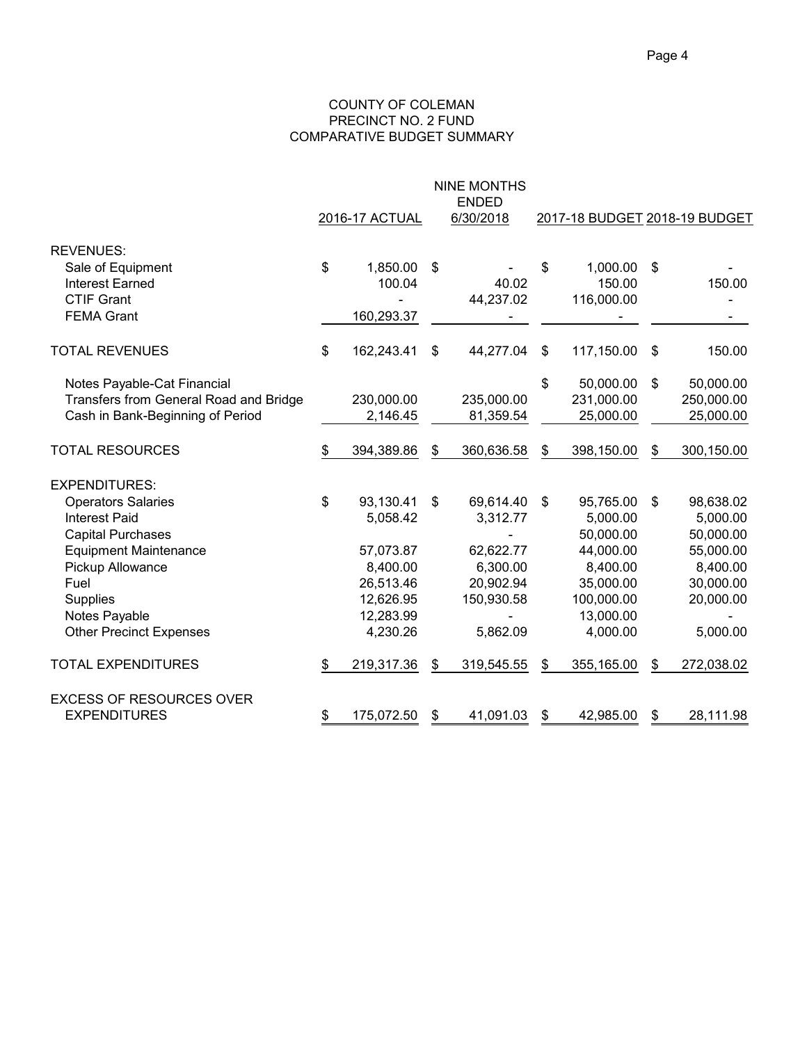# COUNTY OF COLEMAN
## PRECINCT NO. 2 FUND
## COMPARATIVE BUDGET SUMMARY

| | 2016-17 ACTUAL | NINE MONTHS ENDED 6/30/2018 | 2017-18 BUDGET | 2018-19 BUDGET |
|---|---|---|---|---|
| REVENUES: | | | | |
| Sale of Equipment | $ 1,850.00 | $ - | $ 1,000.00 | $ - |
| Interest Earned | 100.04 | 40.02 | 150.00 | 150.00 |
| CTIF Grant | - | 44,237.02 | 116,000.00 | - |
| FEMA Grant | 160,293.37 | - | - | - |
| TOTAL REVENUES | $ 162,243.41 | $ 44,277.04 | $ 117,150.00 | $ 150.00 |
| Notes Payable-Cat Financial | | | $ 50,000.00 | $ 50,000.00 |
| Transfers from General Road and Bridge | 230,000.00 | 235,000.00 | 231,000.00 | 250,000.00 |
| Cash in Bank-Beginning of Period | 2,146.45 | 81,359.54 | 25,000.00 | 25,000.00 |
| TOTAL RESOURCES | $ 394,389.86 | $ 360,636.58 | $ 398,150.00 | $ 300,150.00 |
| EXPENDITURES: | | | | |
| Operators Salaries | $ 93,130.41 | $ 69,614.40 | $ 95,765.00 | $ 98,638.02 |
| Interest Paid | 5,058.42 | 3,312.77 | 5,000.00 | 5,000.00 |
| Capital Purchases | | - | 50,000.00 | 50,000.00 |
| Equipment Maintenance | 57,073.87 | 62,622.77 | 44,000.00 | 55,000.00 |
| Pickup Allowance | 8,400.00 | 6,300.00 | 8,400.00 | 8,400.00 |
| Fuel | 26,513.46 | 20,902.94 | 35,000.00 | 30,000.00 |
| Supplies | 12,626.95 | 150,930.58 | 100,000.00 | 20,000.00 |
| Notes Payable | 12,283.99 | - | 13,000.00 | - |
| Other Precinct Expenses | 4,230.26 | 5,862.09 | 4,000.00 | 5,000.00 |
| TOTAL EXPENDITURES | $ 219,317.36 | $ 319,545.55 | $ 355,165.00 | $ 272,038.02 |
| EXCESS OF RESOURCES OVER EXPENDITURES | $ 175,072.50 | $ 41,091.03 | $ 42,985.00 | $ 28,111.98 |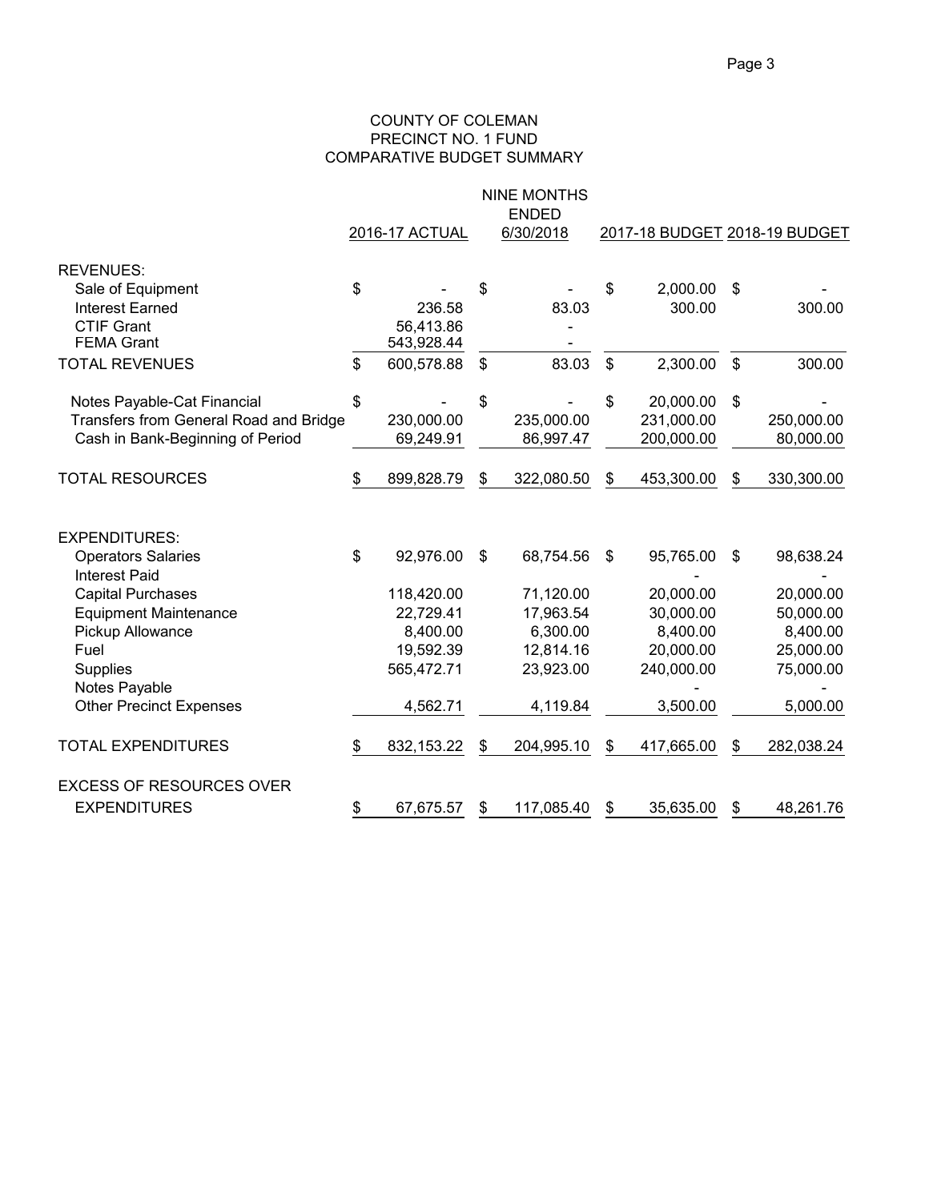COUNTY OF COLEMAN
PRECINCT NO. 1 FUND
COMPARATIVE BUDGET SUMMARY

| | 2016-17 ACTUAL | NINE MONTHS ENDED 6/30/2018 | 2017-18 BUDGET | 2018-19 BUDGET |
|---|---|---|---|---|
| REVENUES: | | | | |
| Sale of Equipment | $ - | $ - | $ 2,000.00 | $ - |
| Interest Earned | 236.58 | 83.03 | 300.00 | 300.00 |
| CTIF Grant | 56,413.86 | - | | |
| FEMA Grant | 543,928.44 | - | | |
| TOTAL REVENUES | $ 600,578.88 | $ 83.03 | $ 2,300.00 | $ 300.00 |
| Notes Payable-Cat Financial | $ - | $ - | $ 20,000.00 | $ - |
| Transfers from General Road and Bridge | 230,000.00 | 235,000.00 | 231,000.00 | 250,000.00 |
| Cash in Bank-Beginning of Period | 69,249.91 | 86,997.47 | 200,000.00 | 80,000.00 |
| TOTAL RESOURCES | $ 899,828.79 | $ 322,080.50 | $ 453,300.00 | $ 330,300.00 |
| EXPENDITURES: | | | | |
| Operators Salaries | $ 92,976.00 | $ 68,754.56 | $ 95,765.00 | $ 98,638.24 |
| Interest Paid | | | - | - |
| Capital Purchases | 118,420.00 | 71,120.00 | 20,000.00 | 20,000.00 |
| Equipment Maintenance | 22,729.41 | 17,963.54 | 30,000.00 | 50,000.00 |
| Pickup Allowance | 8,400.00 | 6,300.00 | 8,400.00 | 8,400.00 |
| Fuel | 19,592.39 | 12,814.16 | 20,000.00 | 25,000.00 |
| Supplies | 565,472.71 | 23,923.00 | 240,000.00 | 75,000.00 |
| Notes Payable | | | - | - |
| Other Precinct Expenses | 4,562.71 | 4,119.84 | 3,500.00 | 5,000.00 |
| TOTAL EXPENDITURES | $ 832,153.22 | $ 204,995.10 | $ 417,665.00 | $ 282,038.24 |
| EXCESS OF RESOURCES OVER EXPENDITURES | $ 67,675.57 | $ 117,085.40 | $ 35,635.00 | $ 48,261.76 |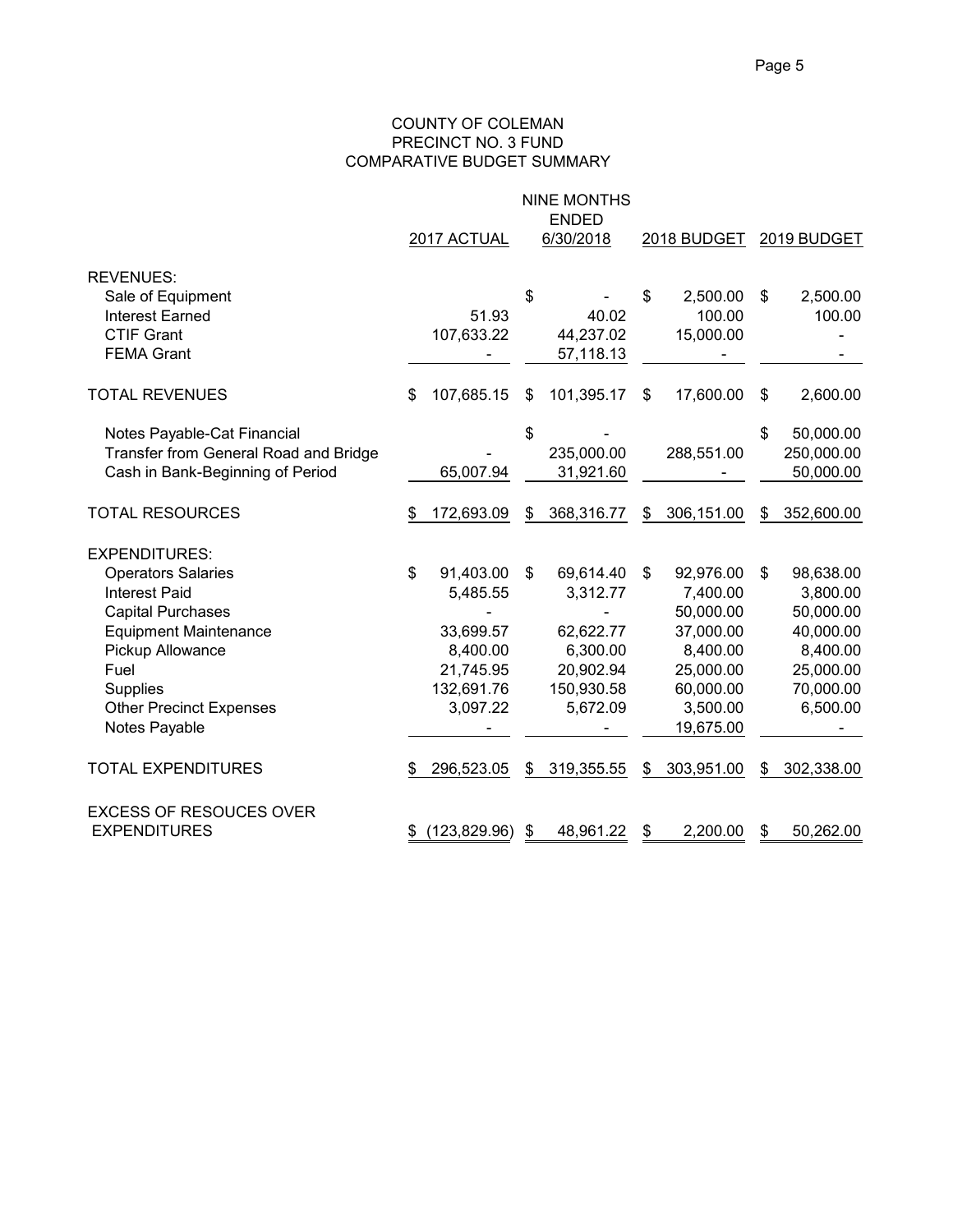# COUNTY OF COLEMAN
## PRECINCT NO. 3 FUND
## COMPARATIVE BUDGET SUMMARY

| | 2017 ACTUAL | NINE MONTHS ENDED 6/30/2018 | 2018 BUDGET | 2019 BUDGET |
|---|---|---|---|---|
| **REVENUES:** | | | | |
| Sale of Equipment | | $ - | $ 2,500.00 | $ 2,500.00 |
| Interest Earned | 51.93 | 40.02 | 100.00 | 100.00 |
| CTIF Grant | 107,633.22 | 44,237.02 | 15,000.00 | - |
| FEMA Grant | - | 57,118.13 | - | - |
| TOTAL REVENUES | $ 107,685.15 | $ 101,395.17 | $ 17,600.00 | $ 2,600.00 |
| Notes Payable-Cat Financial | | $ - | | $ 50,000.00 |
| Transfer from General Road and Bridge | - | 235,000.00 | 288,551.00 | 250,000.00 |
| Cash in Bank-Beginning of Period | 65,007.94 | 31,921.60 | - | 50,000.00 |
| TOTAL RESOURCES | $ 172,693.09 | $ 368,316.77 | $ 306,151.00 | $ 352,600.00 |
| **EXPENDITURES:** | | | | |
| Operators Salaries | $ 91,403.00 | $ 69,614.40 | $ 92,976.00 | $ 98,638.00 |
| Interest Paid | 5,485.55 | 3,312.77 | 7,400.00 | 3,800.00 |
| Capital Purchases | - | - | 50,000.00 | 50,000.00 |
| Equipment Maintenance | 33,699.57 | 62,622.77 | 37,000.00 | 40,000.00 |
| Pickup Allowance | 8,400.00 | 6,300.00 | 8,400.00 | 8,400.00 |
| Fuel | 21,745.95 | 20,902.94 | 25,000.00 | 25,000.00 |
| Supplies | 132,691.76 | 150,930.58 | 60,000.00 | 70,000.00 |
| Other Precinct Expenses | 3,097.22 | 5,672.09 | 3,500.00 | 6,500.00 |
| Notes Payable | - | - | 19,675.00 | - |
| TOTAL EXPENDITURES | $ 296,523.05 | $ 319,355.55 | $ 303,951.00 | $ 302,338.00 |
| EXCESS OF RESOUCES OVER EXPENDITURES | $ (123,829.96) | $ 48,961.22 | $ 2,200.00 | $ 50,262.00 |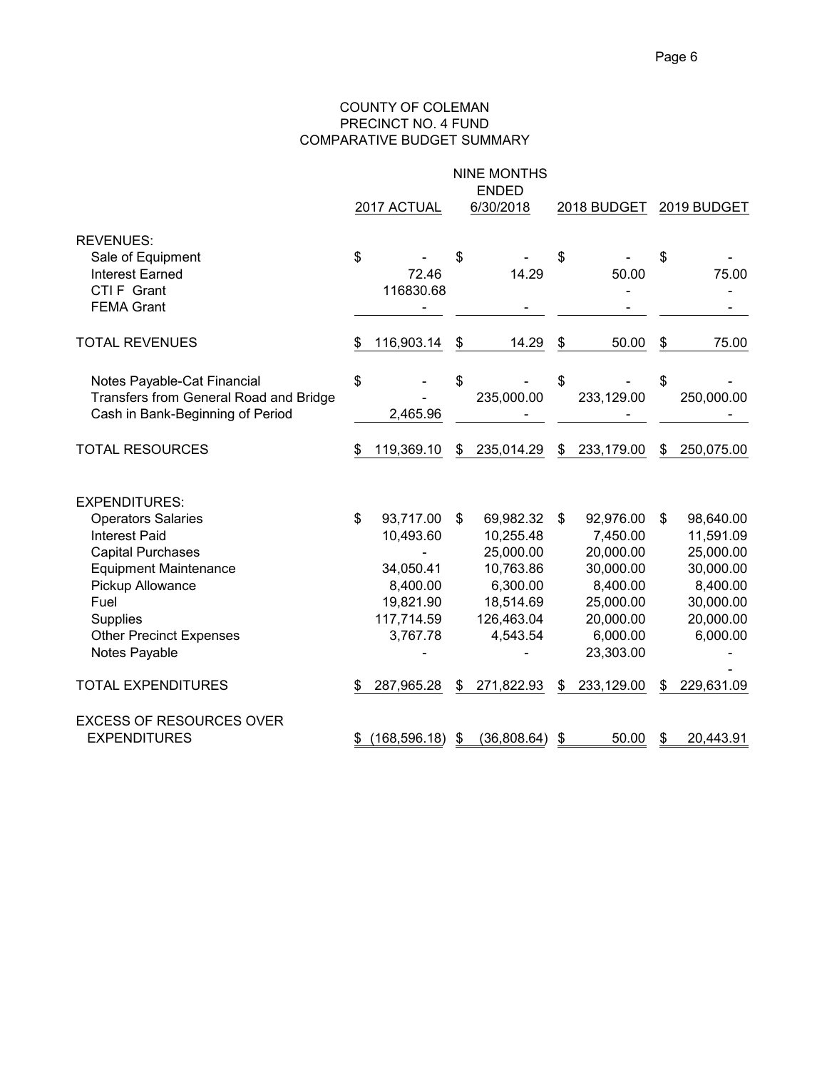# COUNTY OF COLEMAN
## PRECINCT NO. 4 FUND
## COMPARATIVE BUDGET SUMMARY

| | 2017 ACTUAL | NINE MONTHS ENDED 6/30/2018 | 2018 BUDGET | 2019 BUDGET |
|---|---|---|---|---|
| **REVENUES:** | | | | |
| Sale of Equipment | $ - | $ - | $ - | $ - |
| Interest Earned | 72.46 | 14.29 | 50.00 | 75.00 |
| CTI F Grant | 116830.68 | | - | - |
| FEMA Grant | - | - | - | - |
| TOTAL REVENUES | $ 116,903.14 | $ 14.29 | $ 50.00 | $ 75.00 |
| Notes Payable-Cat Financial | $ - | $ - | $ - | $ - |
| Transfers from General Road and Bridge | - | 235,000.00 | 233,129.00 | 250,000.00 |
| Cash in Bank-Beginning of Period | 2,465.96 | - | - | - |
| TOTAL RESOURCES | $ 119,369.10 | $ 235,014.29 | $ 233,179.00 | $ 250,075.00 |
| **EXPENDITURES:** | | | | |
| Operators Salaries | $ 93,717.00 | $ 69,982.32 | $ 92,976.00 | $ 98,640.00 |
| Interest Paid | 10,493.60 | 10,255.48 | 7,450.00 | 11,591.09 |
| Capital Purchases | - | 25,000.00 | 20,000.00 | 25,000.00 |
| Equipment Maintenance | 34,050.41 | 10,763.86 | 30,000.00 | 30,000.00 |
| Pickup Allowance | 8,400.00 | 6,300.00 | 8,400.00 | 8,400.00 |
| Fuel | 19,821.90 | 18,514.69 | 25,000.00 | 30,000.00 |
| Supplies | 117,714.59 | 126,463.04 | 20,000.00 | 20,000.00 |
| Other Precinct Expenses | 3,767.78 | 4,543.54 | 6,000.00 | 6,000.00 |
| Notes Payable | - | - | 23,303.00 | - |
| TOTAL EXPENDITURES | $ 287,965.28 | $ 271,822.93 | $ 233,129.00 | $ 229,631.09 |
| EXCESS OF RESOURCES OVER EXPENDITURES | $ (168,596.18) | $ (36,808.64) | $ 50.00 | $ 20,443.91 |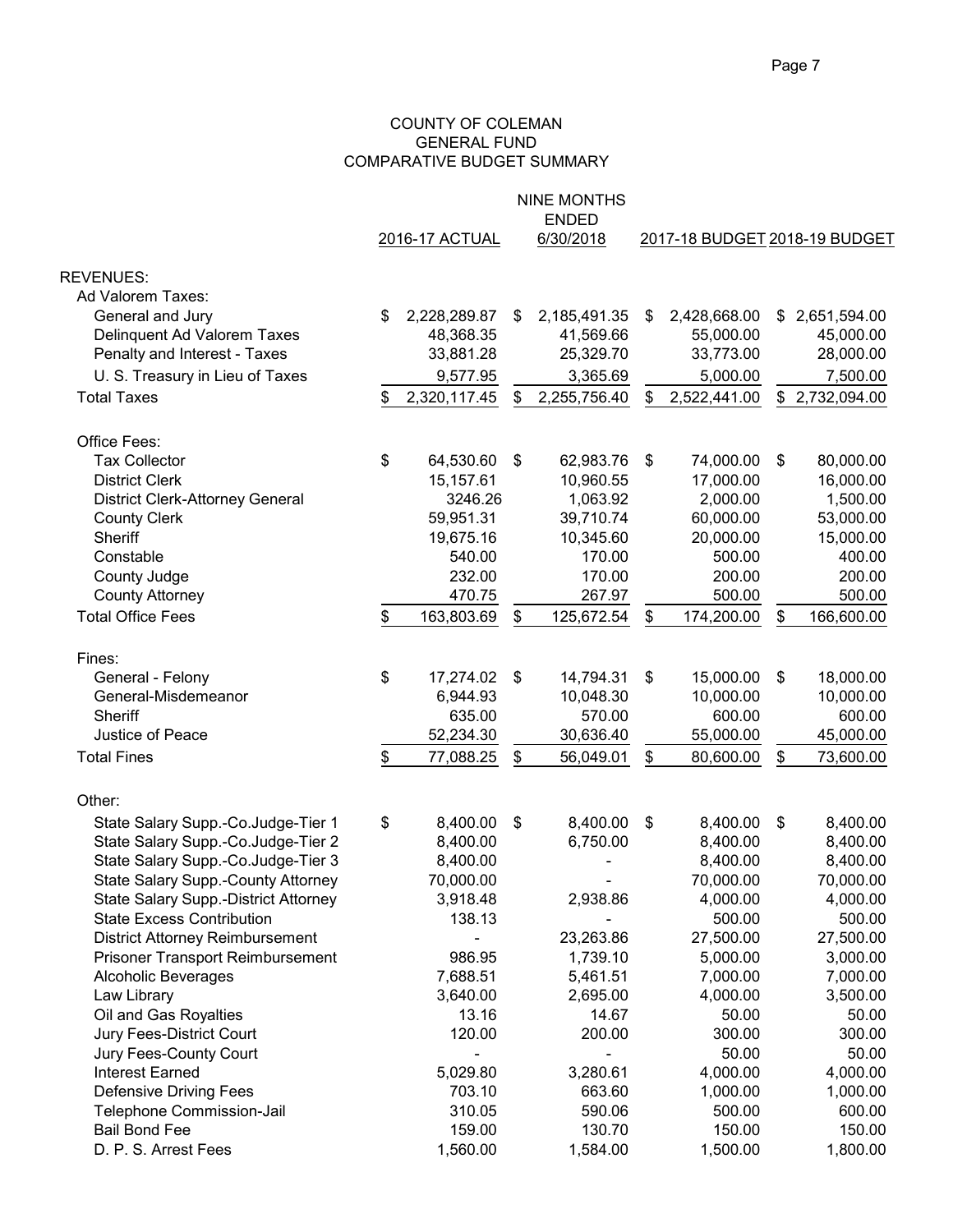# COUNTY OF COLEMAN
## GENERAL FUND
## COMPARATIVE BUDGET SUMMARY

| | 2016-17 ACTUAL | NINE MONTHS ENDED 6/30/2018 | 2017-18 BUDGET | 2018-19 BUDGET |
|---|---|---|---|---|
| **REVENUES:** | | | | |
| Ad Valorem Taxes: | | | | |
| General and Jury | $ 2,228,289.87 | $ 2,185,491.35 | $ 2,428,668.00 | $ 2,651,594.00 |
| Delinquent Ad Valorem Taxes | 48,368.35 | 41,569.66 | 55,000.00 | 45,000.00 |
| Penalty and Interest - Taxes | 33,881.28 | 25,329.70 | 33,773.00 | 28,000.00 |
| U. S. Treasury in Lieu of Taxes | 9,577.95 | 3,365.69 | 5,000.00 | 7,500.00 |
| Total Taxes | $ 2,320,117.45 | $ 2,255,756.40 | $ 2,522,441.00 | $ 2,732,094.00 |
| Office Fees: | | | | |
| Tax Collector | $ 64,530.60 | $ 62,983.76 | $ 74,000.00 | $ 80,000.00 |
| District Clerk | 15,157.61 | 10,960.55 | 17,000.00 | 16,000.00 |
| District Clerk-Attorney General | 3246.26 | 1,063.92 | 2,000.00 | 1,500.00 |
| County Clerk | 59,951.31 | 39,710.74 | 60,000.00 | 53,000.00 |
| Sheriff | 19,675.16 | 10,345.60 | 20,000.00 | 15,000.00 |
| Constable | 540.00 | 170.00 | 500.00 | 400.00 |
| County Judge | 232.00 | 170.00 | 200.00 | 200.00 |
| County Attorney | 470.75 | 267.97 | 500.00 | 500.00 |
| Total Office Fees | $ 163,803.69 | $ 125,672.54 | $ 174,200.00 | $ 166,600.00 |
| Fines: | | | | |
| General - Felony | $ 17,274.02 | $ 14,794.31 | $ 15,000.00 | $ 18,000.00 |
| General-Misdemeanor | 6,944.93 | 10,048.30 | 10,000.00 | 10,000.00 |
| Sheriff | 635.00 | 570.00 | 600.00 | 600.00 |
| Justice of Peace | 52,234.30 | 30,636.40 | 55,000.00 | 45,000.00 |
| Total Fines | $ 77,088.25 | $ 56,049.01 | $ 80,600.00 | $ 73,600.00 |
| Other: | | | | |
| State Salary Supp.-Co.Judge-Tier 1 | $ 8,400.00 | $ 8,400.00 | $ 8,400.00 | $ 8,400.00 |
| State Salary Supp.-Co.Judge-Tier 2 | 8,400.00 | 6,750.00 | 8,400.00 | 8,400.00 |
| State Salary Supp.-Co.Judge-Tier 3 | 8,400.00 | - | 8,400.00 | 8,400.00 |
| State Salary Supp.-County Attorney | 70,000.00 | - | 70,000.00 | 70,000.00 |
| State Salary Supp.-District Attorney | 3,918.48 | 2,938.86 | 4,000.00 | 4,000.00 |
| State Excess Contribution | 138.13 | - | 500.00 | 500.00 |
| District Attorney Reimbursement | - | 23,263.86 | 27,500.00 | 27,500.00 |
| Prisoner Transport Reimbursement | 986.95 | 1,739.10 | 5,000.00 | 3,000.00 |
| Alcoholic Beverages | 7,688.51 | 5,461.51 | 7,000.00 | 7,000.00 |
| Law Library | 3,640.00 | 2,695.00 | 4,000.00 | 3,500.00 |
| Oil and Gas Royalties | 13.16 | 14.67 | 50.00 | 50.00 |
| Jury Fees-District Court | 120.00 | 200.00 | 300.00 | 300.00 |
| Jury Fees-County Court | - | - | 50.00 | 50.00 |
| Interest Earned | 5,029.80 | 3,280.61 | 4,000.00 | 4,000.00 |
| Defensive Driving Fees | 703.10 | 663.60 | 1,000.00 | 1,000.00 |
| Telephone Commission-Jail | 310.05 | 590.06 | 500.00 | 600.00 |
| Bail Bond Fee | 159.00 | 130.70 | 150.00 | 150.00 |
| D. P. S. Arrest Fees | 1,560.00 | 1,584.00 | 1,500.00 | 1,800.00 |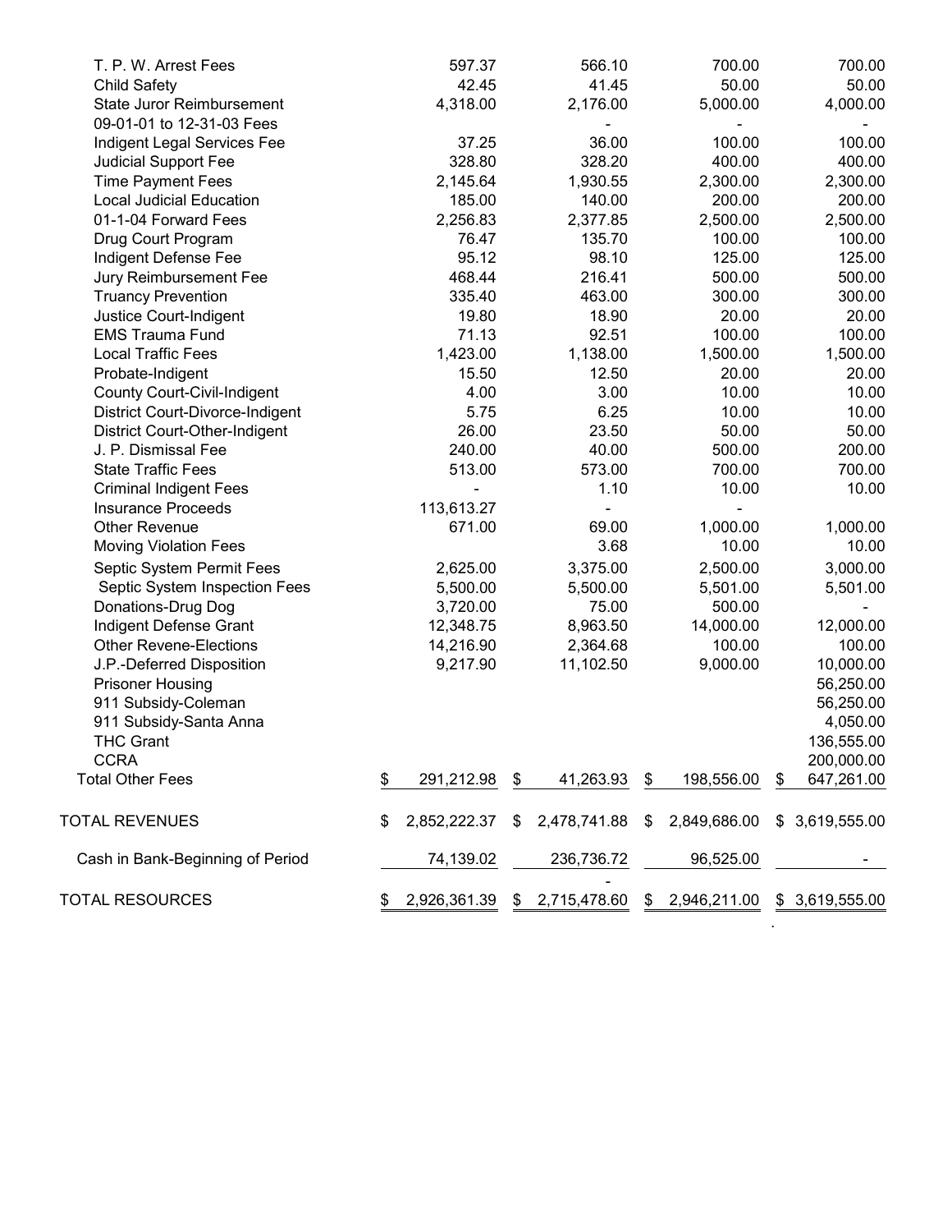| | | | | |
|---|---|---|---|---|
| T. P. W. Arrest Fees | 597.37 | 566.10 | 700.00 | 700.00 |
| Child Safety | 42.45 | 41.45 | 50.00 | 50.00 |
| State Juror Reimbursement | 4,318.00 | 2,176.00 | 5,000.00 | 4,000.00 |
| 09-01-01 to 12-31-03 Fees | | - | - | - |
| Indigent Legal Services Fee | 37.25 | 36.00 | 100.00 | 100.00 |
| Judicial Support Fee | 328.80 | 328.20 | 400.00 | 400.00 |
| Time Payment Fees | 2,145.64 | 1,930.55 | 2,300.00 | 2,300.00 |
| Local Judicial Education | 185.00 | 140.00 | 200.00 | 200.00 |
| 01-1-04 Forward Fees | 2,256.83 | 2,377.85 | 2,500.00 | 2,500.00 |
| Drug Court Program | 76.47 | 135.70 | 100.00 | 100.00 |
| Indigent Defense Fee | 95.12 | 98.10 | 125.00 | 125.00 |
| Jury Reimbursement Fee | 468.44 | 216.41 | 500.00 | 500.00 |
| Truancy Prevention | 335.40 | 463.00 | 300.00 | 300.00 |
| Justice Court-Indigent | 19.80 | 18.90 | 20.00 | 20.00 |
| EMS Trauma Fund | 71.13 | 92.51 | 100.00 | 100.00 |
| Local Traffic Fees | 1,423.00 | 1,138.00 | 1,500.00 | 1,500.00 |
| Probate-Indigent | 15.50 | 12.50 | 20.00 | 20.00 |
| County Court-Civil-Indigent | 4.00 | 3.00 | 10.00 | 10.00 |
| District Court-Divorce-Indigent | 5.75 | 6.25 | 10.00 | 10.00 |
| District Court-Other-Indigent | 26.00 | 23.50 | 50.00 | 50.00 |
| J. P. Dismissal Fee | 240.00 | 40.00 | 500.00 | 200.00 |
| State Traffic Fees | 513.00 | 573.00 | 700.00 | 700.00 |
| Criminal Indigent Fees | - | 1.10 | 10.00 | 10.00 |
| Insurance Proceeds | 113,613.27 | - | - | |
| Other Revenue | 671.00 | 69.00 | 1,000.00 | 1,000.00 |
| Moving Violation Fees | | 3.68 | 10.00 | 10.00 |
| Septic System Permit Fees | 2,625.00 | 3,375.00 | 2,500.00 | 3,000.00 |
| Septic System Inspection Fees | 5,500.00 | 5,500.00 | 5,501.00 | 5,501.00 |
| Donations-Drug Dog | 3,720.00 | 75.00 | 500.00 | - |
| Indigent Defense Grant | 12,348.75 | 8,963.50 | 14,000.00 | 12,000.00 |
| Other Revene-Elections | 14,216.90 | 2,364.68 | 100.00 | 100.00 |
| J.P.-Deferred Disposition | 9,217.90 | 11,102.50 | 9,000.00 | 10,000.00 |
| Prisoner Housing | | | | 56,250.00 |
| 911 Subsidy-Coleman | | | | 56,250.00 |
| 911 Subsidy-Santa Anna | | | | 4,050.00 |
| THC Grant | | | | 136,555.00 |
| CCRA | | | | 200,000.00 |
| Total Other Fees | $ 291,212.98 | $ 41,263.93 | $ 198,556.00 | $ 647,261.00 |
| TOTAL REVENUES | $ 2,852,222.37 | $ 2,478,741.88 | $ 2,849,686.00 | $ 3,619,555.00 |
| Cash in Bank-Beginning of Period | 74,139.02 | 236,736.72 | 96,525.00 | - |
| TOTAL RESOURCES | $ 2,926,361.39 | $ 2,715,478.60 | $ 2,946,211.00 | $ 3,619,555.00 |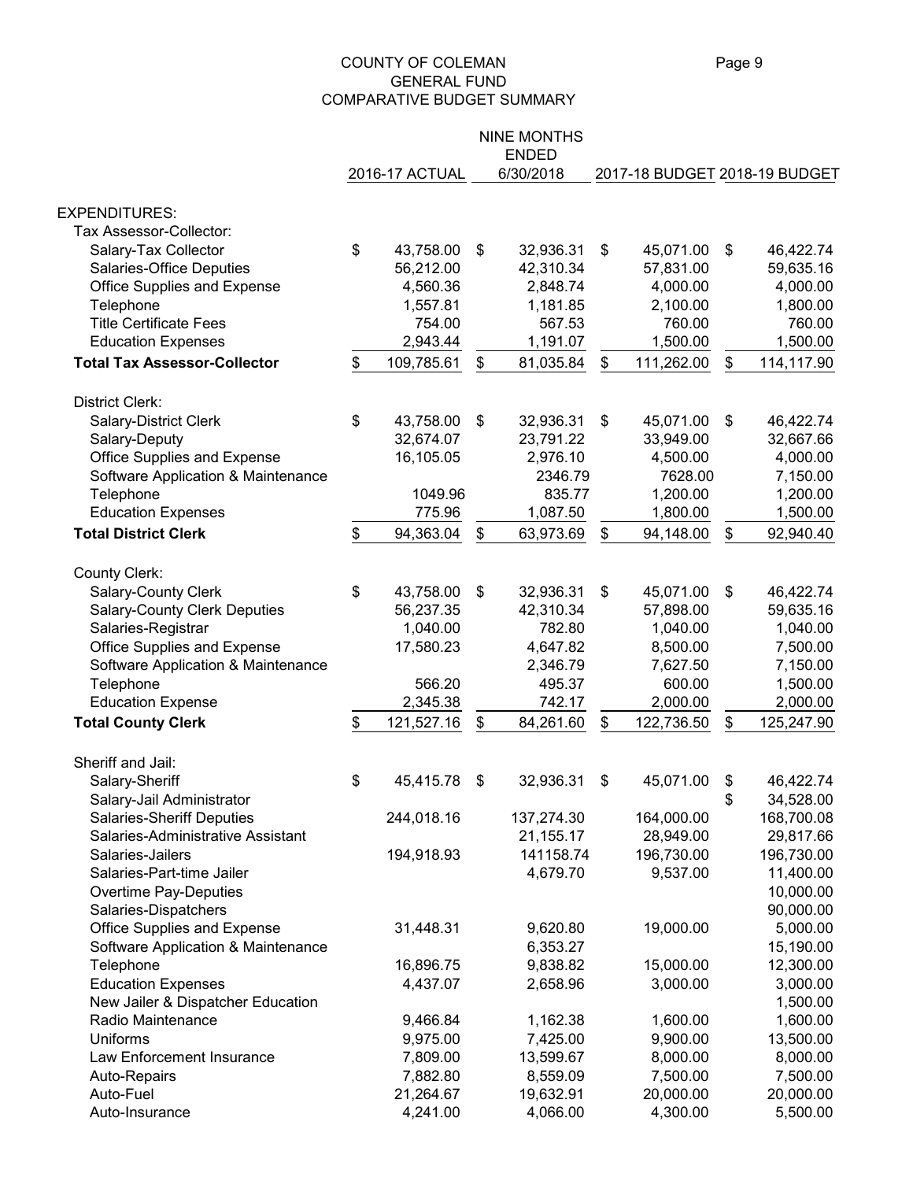# COUNTY OF COLEMAN
## GENERAL FUND
## COMPARATIVE BUDGET SUMMARY

| | 2016-17 ACTUAL | NINE MONTHS ENDED 6/30/2018 | 2017-18 BUDGET | 2018-19 BUDGET |
|---|---|---|---|---|
| **EXPENDITURES:** | | | | |
| Tax Assessor-Collector: | | | | |
| Salary-Tax Collector | $ 43,758.00 | $ 32,936.31 | $ 45,071.00 | $ 46,422.74 |
| Salaries-Office Deputies | 56,212.00 | 42,310.34 | 57,831.00 | 59,635.16 |
| Office Supplies and Expense | 4,560.36 | 2,848.74 | 4,000.00 | 4,000.00 |
| Telephone | 1,557.81 | 1,181.85 | 2,100.00 | 1,800.00 |
| Title Certificate Fees | 754.00 | 567.53 | 760.00 | 760.00 |
| Education Expenses | 2,943.44 | 1,191.07 | 1,500.00 | 1,500.00 |
| **Total Tax Assessor-Collector** | $ 109,785.61 | $ 81,035.84 | $ 111,262.00 | $ 114,117.90 |
| District Clerk: | | | | |
| Salary-District Clerk | $ 43,758.00 | $ 32,936.31 | $ 45,071.00 | $ 46,422.74 |
| Salary-Deputy | 32,674.07 | 23,791.22 | 33,949.00 | 32,667.66 |
| Office Supplies and Expense | 16,105.05 | 2,976.10 | 4,500.00 | 4,000.00 |
| Software Application & Maintenance | | 2346.79 | 7628.00 | 7,150.00 |
| Telephone | 1049.96 | 835.77 | 1,200.00 | 1,200.00 |
| Education Expenses | 775.96 | 1,087.50 | 1,800.00 | 1,500.00 |
| **Total District Clerk** | $ 94,363.04 | $ 63,973.69 | $ 94,148.00 | $ 92,940.40 |
| County Clerk: | | | | |
| Salary-County Clerk | $ 43,758.00 | $ 32,936.31 | $ 45,071.00 | $ 46,422.74 |
| Salary-County Clerk Deputies | 56,237.35 | 42,310.34 | 57,898.00 | 59,635.16 |
| Salaries-Registrar | 1,040.00 | 782.80 | 1,040.00 | 1,040.00 |
| Office Supplies and Expense | 17,580.23 | 4,647.82 | 8,500.00 | 7,500.00 |
| Software Application & Maintenance | | 2,346.79 | 7,627.50 | 7,150.00 |
| Telephone | 566.20 | 495.37 | 600.00 | 1,500.00 |
| Education Expense | 2,345.38 | 742.17 | 2,000.00 | 2,000.00 |
| **Total County Clerk** | $ 121,527.16 | $ 84,261.60 | $ 122,736.50 | $ 125,247.90 |
| Sheriff and Jail: | | | | |
| Salary-Sheriff | $ 45,415.78 | $ 32,936.31 | $ 45,071.00 | $ 46,422.74 |
| Salary-Jail Administrator | | | | $ 34,528.00 |
| Salaries-Sheriff Deputies | 244,018.16 | 137,274.30 | 164,000.00 | 168,700.08 |
| Salaries-Administrative Assistant | | 21,155.17 | 28,949.00 | 29,817.66 |
| Salaries-Jailers | 194,918.93 | 141158.74 | 196,730.00 | 196,730.00 |
| Salaries-Part-time Jailer | | 4,679.70 | 9,537.00 | 11,400.00 |
| Overtime Pay-Deputies | | | | 10,000.00 |
| Salaries-Dispatchers | | | | 90,000.00 |
| Office Supplies and Expense | 31,448.31 | 9,620.80 | 19,000.00 | 5,000.00 |
| Software Application & Maintenance | | 6,353.27 | | 15,190.00 |
| Telephone | 16,896.75 | 9,838.82 | 15,000.00 | 12,300.00 |
| Education Expenses | 4,437.07 | 2,658.96 | 3,000.00 | 3,000.00 |
| New Jailer & Dispatcher Education | | | | 1,500.00 |
| Radio Maintenance | 9,466.84 | 1,162.38 | 1,600.00 | 1,600.00 |
| Uniforms | 9,975.00 | 7,425.00 | 9,900.00 | 13,500.00 |
| Law Enforcement Insurance | 7,809.00 | 13,599.67 | 8,000.00 | 8,000.00 |
| Auto-Repairs | 7,882.80 | 8,559.09 | 7,500.00 | 7,500.00 |
| Auto-Fuel | 21,264.67 | 19,632.91 | 20,000.00 | 20,000.00 |
| Auto-Insurance | 4,241.00 | 4,066.00 | 4,300.00 | 5,500.00 |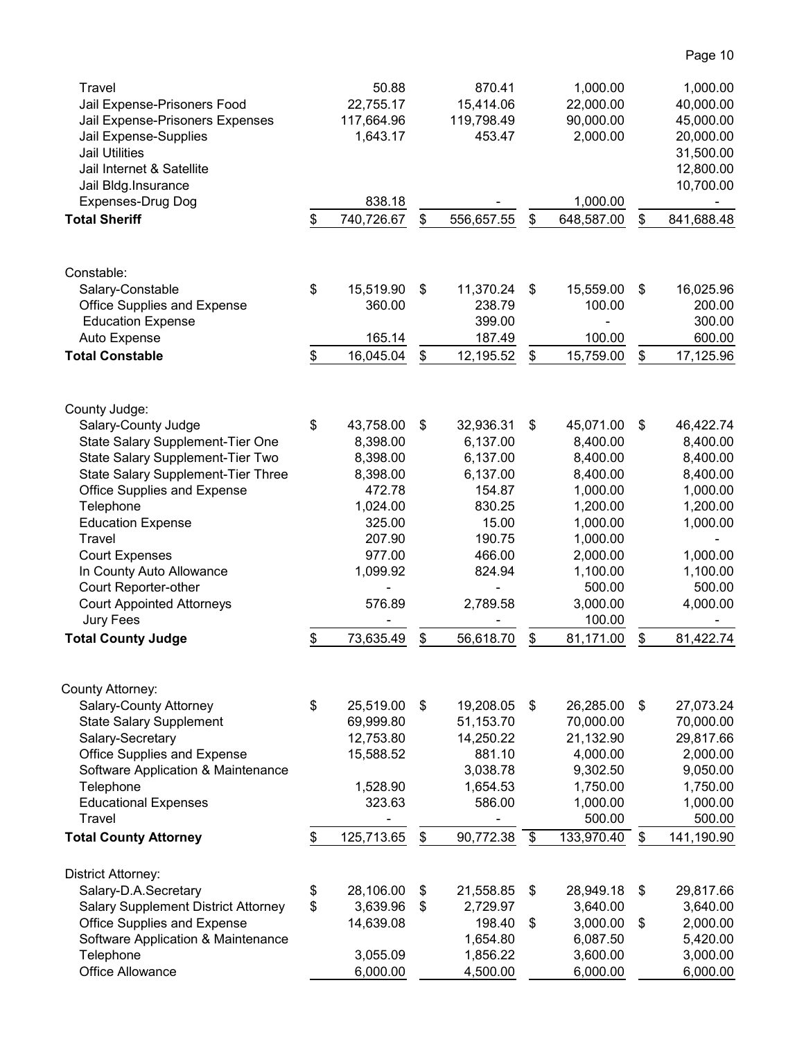| | | | | |
|---|---|---|---|---|
| Travel | 50.88 | 870.41 | 1,000.00 | 1,000.00 |
| Jail Expense-Prisoners Food | 22,755.17 | 15,414.06 | 22,000.00 | 40,000.00 |
| Jail Expense-Prisoners Expenses | 117,664.96 | 119,798.49 | 90,000.00 | 45,000.00 |
| Jail Expense-Supplies | 1,643.17 | 453.47 | 2,000.00 | 20,000.00 |
| Jail Utilities | | | | 31,500.00 |
| Jail Internet & Satellite | | | | 12,800.00 |
| Jail Bldg.Insurance | | | | 10,700.00 |
| Expenses-Drug Dog | 838.18 | - | 1,000.00 | - |
| **Total Sheriff** | $ 740,726.67 | $ 556,657.55 | $ 648,587.00 | $ 841,688.48 |
| | | | | |
| Constable: | | | | |
| Salary-Constable | $ 15,519.90 | $ 11,370.24 | $ 15,559.00 | $ 16,025.96 |
| Office Supplies and Expense | 360.00 | 238.79 | 100.00 | 200.00 |
| Education Expense | | 399.00 | - | 300.00 |
| Auto Expense | 165.14 | 187.49 | 100.00 | 600.00 |
| **Total Constable** | $ 16,045.04 | $ 12,195.52 | $ 15,759.00 | $ 17,125.96 |
| | | | | |
| County Judge: | | | | |
| Salary-County Judge | $ 43,758.00 | $ 32,936.31 | $ 45,071.00 | $ 46,422.74 |
| State Salary Supplement-Tier One | 8,398.00 | 6,137.00 | 8,400.00 | 8,400.00 |
| State Salary Supplement-Tier Two | 8,398.00 | 6,137.00 | 8,400.00 | 8,400.00 |
| State Salary Supplement-Tier Three | 8,398.00 | 6,137.00 | 8,400.00 | 8,400.00 |
| Office Supplies and Expense | 472.78 | 154.87 | 1,000.00 | 1,000.00 |
| Telephone | 1,024.00 | 830.25 | 1,200.00 | 1,200.00 |
| Education Expense | 325.00 | 15.00 | 1,000.00 | 1,000.00 |
| Travel | 207.90 | 190.75 | 1,000.00 | - |
| Court Expenses | 977.00 | 466.00 | 2,000.00 | 1,000.00 |
| In County Auto Allowance | 1,099.92 | 824.94 | 1,100.00 | 1,100.00 |
| Court Reporter-other | - | - | 500.00 | 500.00 |
| Court Appointed Attorneys | 576.89 | 2,789.58 | 3,000.00 | 4,000.00 |
| Jury Fees | - | - | 100.00 | - |
| **Total County Judge** | $ 73,635.49 | $ 56,618.70 | $ 81,171.00 | $ 81,422.74 |
| | | | | |
| County Attorney: | | | | |
| Salary-County Attorney | $ 25,519.00 | $ 19,208.05 | $ 26,285.00 | $ 27,073.24 |
| State Salary Supplement | 69,999.80 | 51,153.70 | 70,000.00 | 70,000.00 |
| Salary-Secretary | 12,753.80 | 14,250.22 | 21,132.90 | 29,817.66 |
| Office Supplies and Expense | 15,588.52 | 881.10 | 4,000.00 | 2,000.00 |
| Software Application & Maintenance | | 3,038.78 | 9,302.50 | 9,050.00 |
| Telephone | 1,528.90 | 1,654.53 | 1,750.00 | 1,750.00 |
| Educational Expenses | 323.63 | 586.00 | 1,000.00 | 1,000.00 |
| Travel | - | - | 500.00 | 500.00 |
| **Total County Attorney** | $ 125,713.65 | $ 90,772.38 | $ 133,970.40 | $ 141,190.90 |
| | | | | |
| District Attorney: | | | | |
| Salary-D.A.Secretary | $ 28,106.00 | $ 21,558.85 | $ 28,949.18 | $ 29,817.66 |
| Salary Supplement District Attorney | $ 3,639.96 | $ 2,729.97 | 3,640.00 | 3,640.00 |
| Office Supplies and Expense | 14,639.08 | 198.40 | $ 3,000.00 | $ 2,000.00 |
| Software Application & Maintenance | | 1,654.80 | 6,087.50 | 5,420.00 |
| Telephone | 3,055.09 | 1,856.22 | 3,600.00 | 3,000.00 |
| Office Allowance | 6,000.00 | 4,500.00 | 6,000.00 | 6,000.00 |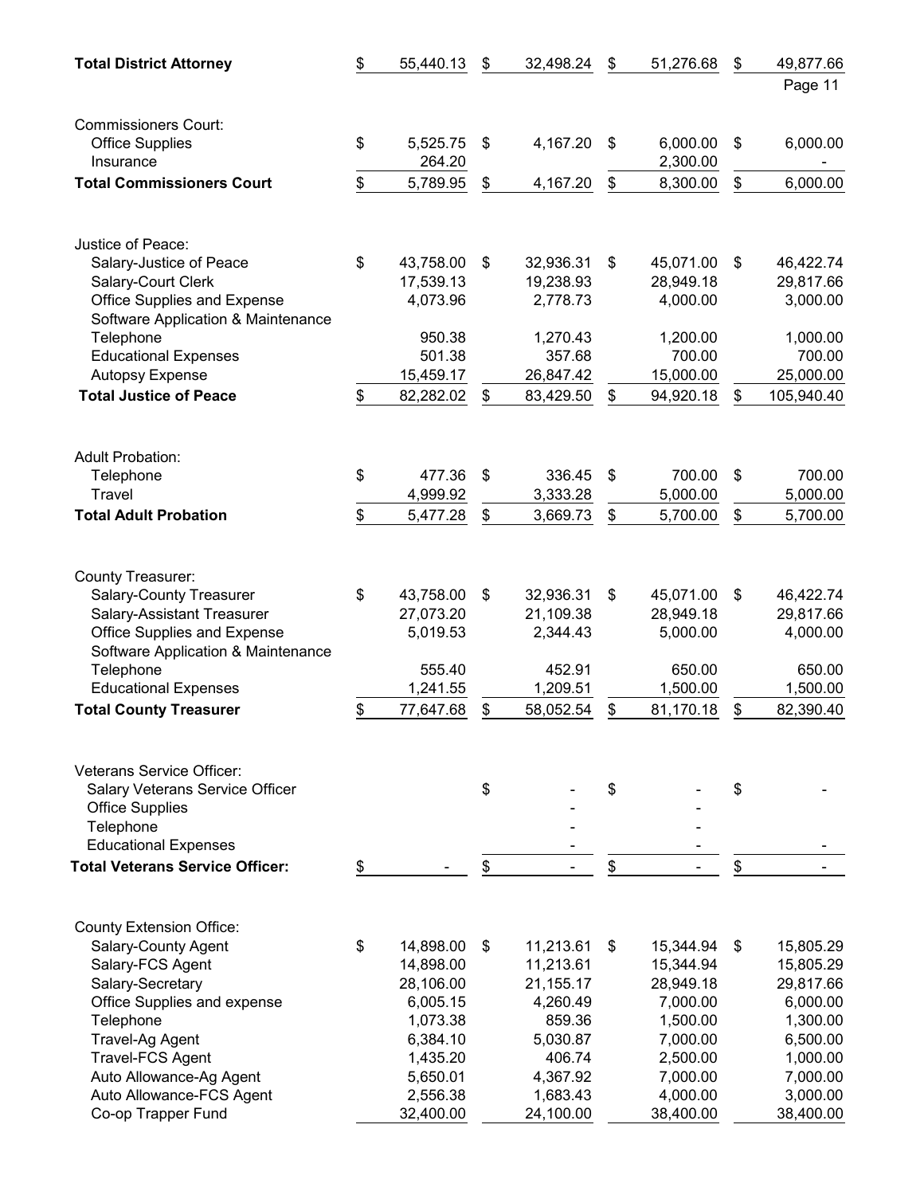| | | | | |
|---|---|---|---|---|
| **Total District Attorney** | $ 55,440.13 | $ 32,498.24 | $ 51,276.68 | $ 49,877.66 |

| | | | | |
|---|---|---|---|---|
| Commissioners Court: | | | | |
| Office Supplies | $ 5,525.75 | $ 4,167.20 | $ 6,000.00 | $ 6,000.00 |
| Insurance | 264.20 | | 2,300.00 | - |
| **Total Commissioners Court** | $ 5,789.95 | $ 4,167.20 | $ 8,300.00 | $ 6,000.00 |

| | | | | |
|---|---|---|---|---|
| Justice of Peace: | | | | |
| Salary-Justice of Peace | $ 43,758.00 | $ 32,936.31 | $ 45,071.00 | $ 46,422.74 |
| Salary-Court Clerk | 17,539.13 | 19,238.93 | 28,949.18 | 29,817.66 |
| Office Supplies and Expense | 4,073.96 | 2,778.73 | 4,000.00 | 3,000.00 |
| Software Application & Maintenance | | | | |
| Telephone | 950.38 | 1,270.43 | 1,200.00 | 1,000.00 |
| Educational Expenses | 501.38 | 357.68 | 700.00 | 700.00 |
| Autopsy Expense | 15,459.17 | 26,847.42 | 15,000.00 | 25,000.00 |
| **Total Justice of Peace** | $ 82,282.02 | $ 83,429.50 | $ 94,920.18 | $ 105,940.40 |

| | | | | |
|---|---|---|---|---|
| Adult Probation: | | | | |
| Telephone | $ 477.36 | $ 336.45 | $ 700.00 | $ 700.00 |
| Travel | 4,999.92 | 3,333.28 | 5,000.00 | 5,000.00 |
| **Total Adult Probation** | $ 5,477.28 | $ 3,669.73 | $ 5,700.00 | $ 5,700.00 |

| | | | | |
|---|---|---|---|---|
| County Treasurer: | | | | |
| Salary-County Treasurer | $ 43,758.00 | $ 32,936.31 | $ 45,071.00 | $ 46,422.74 |
| Salary-Assistant Treasurer | 27,073.20 | 21,109.38 | 28,949.18 | 29,817.66 |
| Office Supplies and Expense | 5,019.53 | 2,344.43 | 5,000.00 | 4,000.00 |
| Software Application & Maintenance | | | | |
| Telephone | 555.40 | 452.91 | 650.00 | 650.00 |
| Educational Expenses | 1,241.55 | 1,209.51 | 1,500.00 | 1,500.00 |
| **Total County Treasurer** | $ 77,647.68 | $ 58,052.54 | $ 81,170.18 | $ 82,390.40 |

| | | | | |
|---|---|---|---|---|
| Veterans Service Officer: | | | | |
| Salary Veterans Service Officer | | $ - | $ - | $ - |
| Office Supplies | | - | - | |
| Telephone | | - | - | |
| Educational Expenses | | - | - | - |
| **Total Veterans Service Officer:** | $ - | $ - | $ - | $ - |

| | | | | |
|---|---|---|---|---|
| County Extension Office: | | | | |
| Salary-County Agent | $ 14,898.00 | $ 11,213.61 | $ 15,344.94 | $ 15,805.29 |
| Salary-FCS Agent | 14,898.00 | 11,213.61 | 15,344.94 | 15,805.29 |
| Salary-Secretary | 28,106.00 | 21,155.17 | 28,949.18 | 29,817.66 |
| Office Supplies and expense | 6,005.15 | 4,260.49 | 7,000.00 | 6,000.00 |
| Telephone | 1,073.38 | 859.36 | 1,500.00 | 1,300.00 |
| Travel-Ag Agent | 6,384.10 | 5,030.87 | 7,000.00 | 6,500.00 |
| Travel-FCS Agent | 1,435.20 | 406.74 | 2,500.00 | 1,000.00 |
| Auto Allowance-Ag Agent | 5,650.01 | 4,367.92 | 7,000.00 | 7,000.00 |
| Auto Allowance-FCS Agent | 2,556.38 | 1,683.43 | 4,000.00 | 3,000.00 |
| Co-op Trapper Fund | 32,400.00 | 24,100.00 | 38,400.00 | 38,400.00 |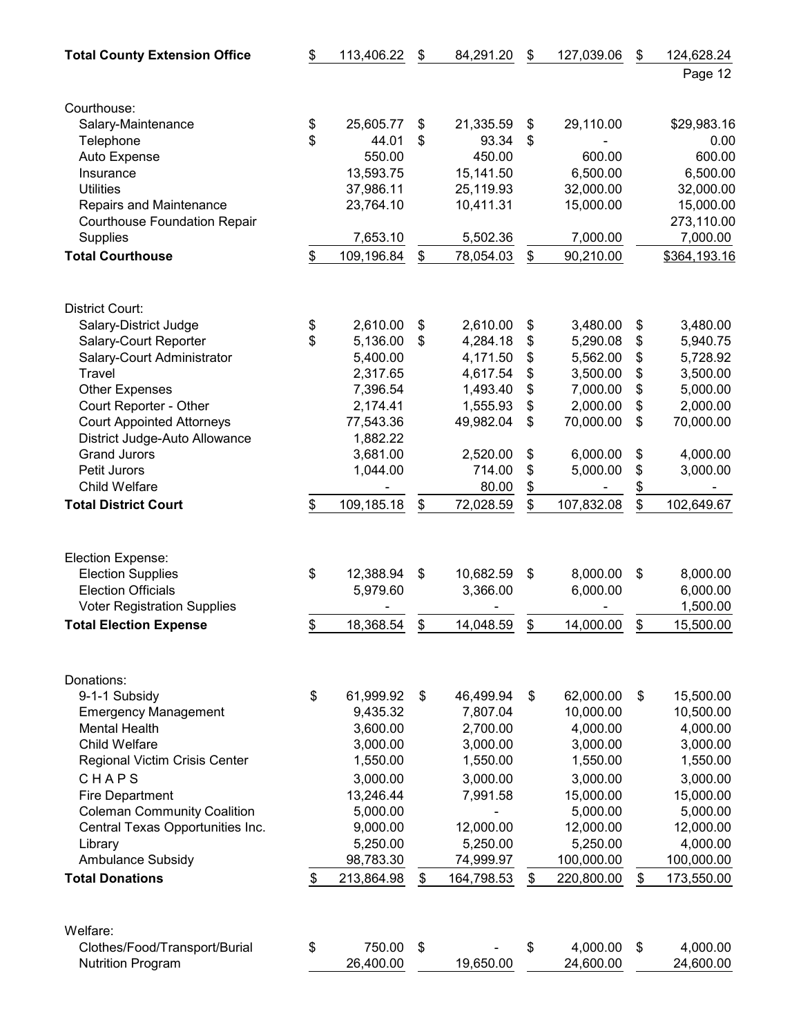| | | | | |
|---|---|---|---|---|
| **Total County Extension Office** | $ 113,406.22 | $ 84,291.20 | $ 127,039.06 | $ 124,628.24 |

| | | | | |
|---|---|---|---|---|
| Courthouse: | | | | |
| Salary-Maintenance | $ 25,605.77 | $ 21,335.59 | $ 29,110.00 | $29,983.16 |
| Telephone | $ 44.01 | $ 93.34 | $ - | 0.00 |
| Auto Expense | 550.00 | 450.00 | 600.00 | 600.00 |
| Insurance | 13,593.75 | 15,141.50 | 6,500.00 | 6,500.00 |
| Utilities | 37,986.11 | 25,119.93 | 32,000.00 | 32,000.00 |
| Repairs and Maintenance | 23,764.10 | 10,411.31 | 15,000.00 | 15,000.00 |
| Courthouse Foundation Repair | | | | 273,110.00 |
| Supplies | 7,653.10 | 5,502.36 | 7,000.00 | 7,000.00 |
| **Total Courthouse** | $ 109,196.84 | $ 78,054.03 | $ 90,210.00 | $364,193.16 |

| | | | | |
|---|---|---|---|---|
| District Court: | | | | |
| Salary-District Judge | $ 2,610.00 | $ 2,610.00 | $ 3,480.00 | $ 3,480.00 |
| Salary-Court Reporter | $ 5,136.00 | $ 4,284.18 | $ 5,290.08 | $ 5,940.75 |
| Salary-Court Administrator | 5,400.00 | 4,171.50 | $ 5,562.00 | $ 5,728.92 |
| Travel | 2,317.65 | 4,617.54 | $ 3,500.00 | $ 3,500.00 |
| Other Expenses | 7,396.54 | 1,493.40 | $ 7,000.00 | $ 5,000.00 |
| Court Reporter - Other | 2,174.41 | 1,555.93 | $ 2,000.00 | $ 2,000.00 |
| Court Appointed Attorneys | 77,543.36 | 49,982.04 | $ 70,000.00 | $ 70,000.00 |
| District Judge-Auto Allowance | 1,882.22 | | | |
| Grand Jurors | 3,681.00 | 2,520.00 | $ 6,000.00 | $ 4,000.00 |
| Petit Jurors | 1,044.00 | 714.00 | $ 5,000.00 | $ 3,000.00 |
| Child Welfare | - | 80.00 | $ - | $ - |
| **Total District Court** | $ 109,185.18 | $ 72,028.59 | $ 107,832.08 | $ 102,649.67 |

| | | | | |
|---|---|---|---|---|
| Election Expense: | | | | |
| Election Supplies | $ 12,388.94 | $ 10,682.59 | $ 8,000.00 | $ 8,000.00 |
| Election Officials | 5,979.60 | 3,366.00 | 6,000.00 | 6,000.00 |
| Voter Registration Supplies | - | - | - | 1,500.00 |
| **Total Election Expense** | $ 18,368.54 | $ 14,048.59 | $ 14,000.00 | $ 15,500.00 |

| | | | | |
|---|---|---|---|---|
| Donations: | | | | |
| 9-1-1 Subsidy | $ 61,999.92 | $ 46,499.94 | $ 62,000.00 | $ 15,500.00 |
| Emergency Management | 9,435.32 | 7,807.04 | 10,000.00 | 10,500.00 |
| Mental Health | 3,600.00 | 2,700.00 | 4,000.00 | 4,000.00 |
| Child Welfare | 3,000.00 | 3,000.00 | 3,000.00 | 3,000.00 |
| Regional Victim Crisis Center | 1,550.00 | 1,550.00 | 1,550.00 | 1,550.00 |
| C H A P S | 3,000.00 | 3,000.00 | 3,000.00 | 3,000.00 |
| Fire Department | 13,246.44 | 7,991.58 | 15,000.00 | 15,000.00 |
| Coleman Community Coalition | 5,000.00 | - | 5,000.00 | 5,000.00 |
| Central Texas Opportunities Inc. | 9,000.00 | 12,000.00 | 12,000.00 | 12,000.00 |
| Library | 5,250.00 | 5,250.00 | 5,250.00 | 4,000.00 |
| Ambulance Subsidy | 98,783.30 | 74,999.97 | 100,000.00 | 100,000.00 |
| **Total Donations** | $ 213,864.98 | $ 164,798.53 | $ 220,800.00 | $ 173,550.00 |

| | | | | |
|---|---|---|---|---|
| Welfare: | | | | |
| Clothes/Food/Transport/Burial | $ 750.00 | $ - | $ 4,000.00 | $ 4,000.00 |
| Nutrition Program | 26,400.00 | 19,650.00 | 24,600.00 | 24,600.00 |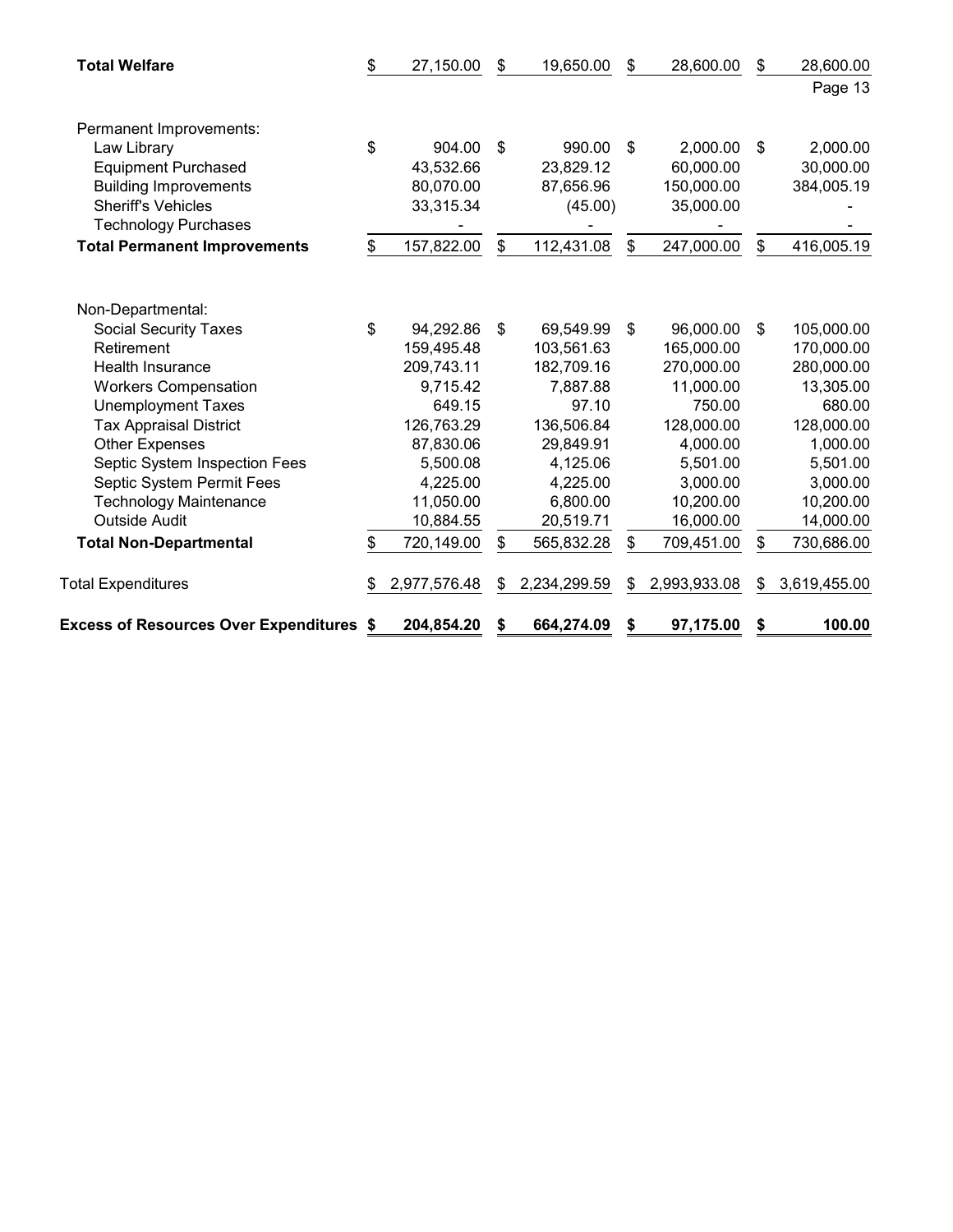| | | | | |
|---|---|---|---|---|
| **Total Welfare** | $ 27,150.00 | $ 19,650.00 | $ 28,600.00 | $ 28,600.00 |
| Permanent Improvements: | | | | |
| Law Library | $ 904.00 | $ 990.00 | $ 2,000.00 | $ 2,000.00 |
| Equipment Purchased | 43,532.66 | 23,829.12 | 60,000.00 | 30,000.00 |
| Building Improvements | 80,070.00 | 87,656.96 | 150,000.00 | 384,005.19 |
| Sheriff's Vehicles | 33,315.34 | (45.00) | 35,000.00 | - |
| Technology Purchases | - | - | - | - |
| **Total Permanent Improvements** | $ 157,822.00 | $ 112,431.08 | $ 247,000.00 | $ 416,005.19 |
| Non-Departmental: | | | | |
| Social Security Taxes | $ 94,292.86 | $ 69,549.99 | $ 96,000.00 | $ 105,000.00 |
| Retirement | 159,495.48 | 103,561.63 | 165,000.00 | 170,000.00 |
| Health Insurance | 209,743.11 | 182,709.16 | 270,000.00 | 280,000.00 |
| Workers Compensation | 9,715.42 | 7,887.88 | 11,000.00 | 13,305.00 |
| Unemployment Taxes | 649.15 | 97.10 | 750.00 | 680.00 |
| Tax Appraisal District | 126,763.29 | 136,506.84 | 128,000.00 | 128,000.00 |
| Other Expenses | 87,830.06 | 29,849.91 | 4,000.00 | 1,000.00 |
| Septic System Inspection Fees | 5,500.08 | 4,125.06 | 5,501.00 | 5,501.00 |
| Septic System Permit Fees | 4,225.00 | 4,225.00 | 3,000.00 | 3,000.00 |
| Technology Maintenance | 11,050.00 | 6,800.00 | 10,200.00 | 10,200.00 |
| Outside Audit | 10,884.55 | 20,519.71 | 16,000.00 | 14,000.00 |
| **Total Non-Departmental** | $ 720,149.00 | $ 565,832.28 | $ 709,451.00 | $ 730,686.00 |
| Total Expenditures | $ 2,977,576.48 | $ 2,234,299.59 | $ 2,993,933.08 | $ 3,619,455.00 |
| **Excess of Resources Over Expenditures** | **$ 204,854.20** | **$ 664,274.09** | **$ 97,175.00** | **$ 100.00** |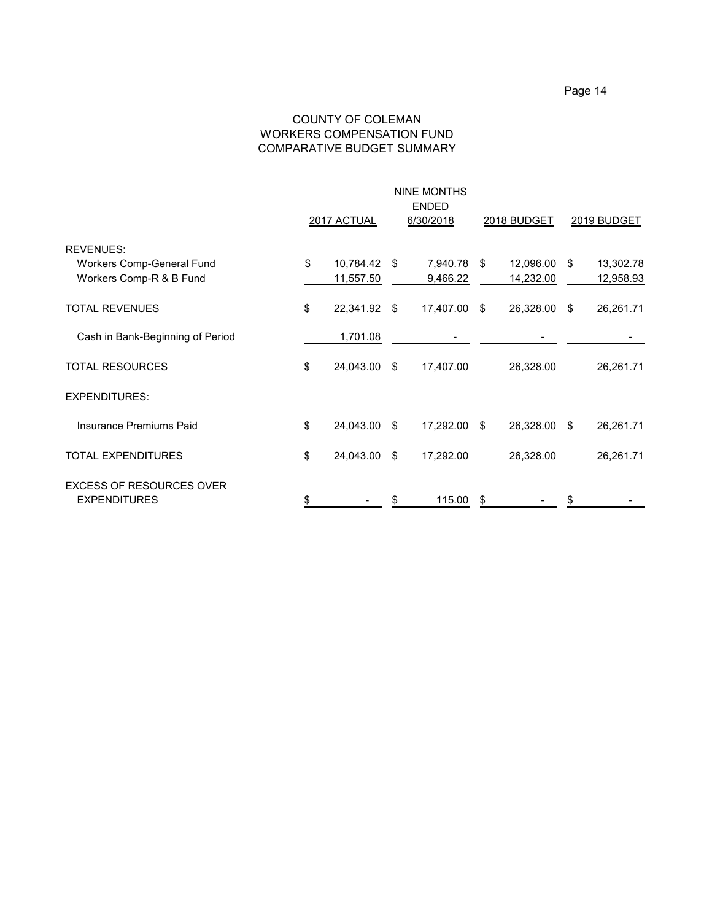# COUNTY OF COLEMAN
## WORKERS COMPENSATION FUND
## COMPARATIVE BUDGET SUMMARY

| | 2017 ACTUAL | NINE MONTHS ENDED 6/30/2018 | 2018 BUDGET | 2019 BUDGET |
|---|---|---|---|---|
| REVENUES: | | | | |
| Workers Comp-General Fund | $ 10,784.42 | $ 7,940.78 | $ 12,096.00 | $ 13,302.78 |
| Workers Comp-R & B Fund | 11,557.50 | 9,466.22 | 14,232.00 | 12,958.93 |
| TOTAL REVENUES | $ 22,341.92 | $ 17,407.00 | $ 26,328.00 | $ 26,261.71 |
| Cash in Bank-Beginning of Period | 1,701.08 | - | - | - |
| TOTAL RESOURCES | $ 24,043.00 | $ 17,407.00 | 26,328.00 | 26,261.71 |
| EXPENDITURES: | | | | |
| Insurance Premiums Paid | $ 24,043.00 | $ 17,292.00 | $ 26,328.00 | $ 26,261.71 |
| TOTAL EXPENDITURES | $ 24,043.00 | $ 17,292.00 | 26,328.00 | 26,261.71 |
| EXCESS OF RESOURCES OVER EXPENDITURES | $ - | $ 115.00 | $ - | $ - |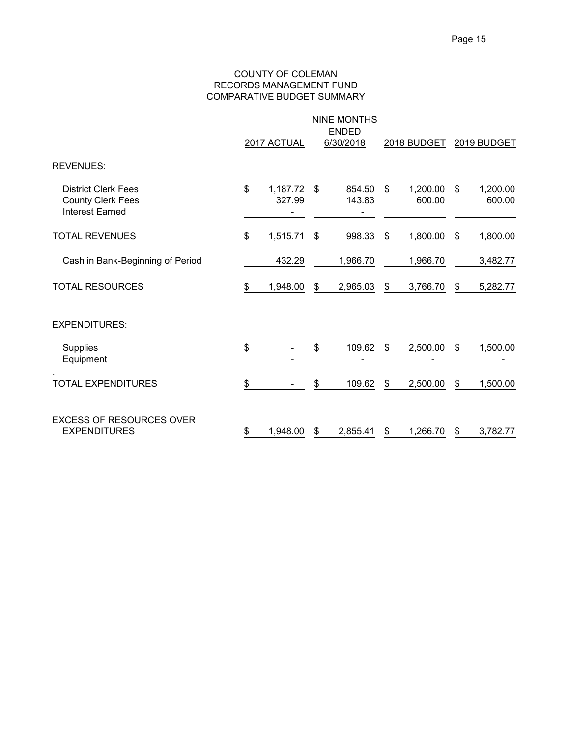# COUNTY OF COLEMAN
## RECORDS MANAGEMENT FUND
## COMPARATIVE BUDGET SUMMARY

| | 2017 ACTUAL | NINE MONTHS ENDED 6/30/2018 | 2018 BUDGET | 2019 BUDGET |
|---|---|---|---|---|
| REVENUES: | | | | |
| District Clerk Fees | $ 1,187.72 | $ 854.50 | $ 1,200.00 | $ 1,200.00 |
| County Clerk Fees | 327.99 | 143.83 | 600.00 | 600.00 |
| Interest Earned | - | - | | |
| TOTAL REVENUES | $ 1,515.71 | $ 998.33 | $ 1,800.00 | $ 1,800.00 |
| Cash in Bank-Beginning of Period | 432.29 | 1,966.70 | 1,966.70 | 3,482.77 |
| TOTAL RESOURCES | $ 1,948.00 | $ 2,965.03 | $ 3,766.70 | $ 5,282.77 |
| EXPENDITURES: | | | | |
| Supplies | $ - | $ 109.62 | $ 2,500.00 | $ 1,500.00 |
| Equipment | - | - | - | - |
| TOTAL EXPENDITURES | $ - | $ 109.62 | $ 2,500.00 | $ 1,500.00 |
| EXCESS OF RESOURCES OVER EXPENDITURES | $ 1,948.00 | $ 2,855.41 | $ 1,266.70 | $ 3,782.77 |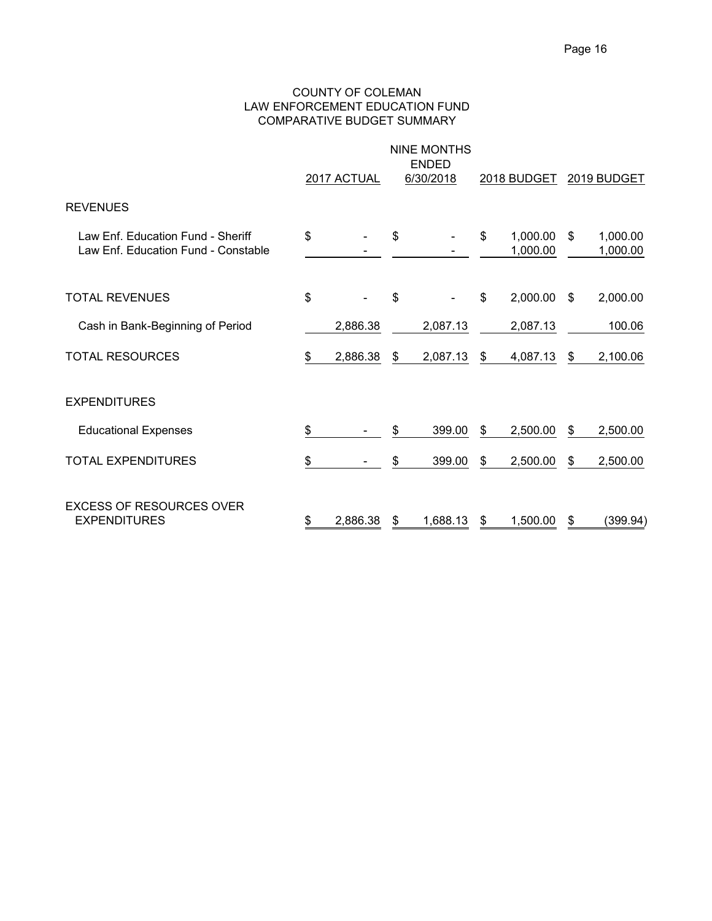# COUNTY OF COLEMAN
## LAW ENFORCEMENT EDUCATION FUND
## COMPARATIVE BUDGET SUMMARY

| | 2017 ACTUAL | NINE MONTHS ENDED 6/30/2018 | 2018 BUDGET | 2019 BUDGET |
|---|---|---|---|---|
| **REVENUES** | | | | |
| Law Enf. Education Fund - Sheriff | $ - | $ - | $ 1,000.00 | $ 1,000.00 |
| Law Enf. Education Fund - Constable | - | - | 1,000.00 | 1,000.00 |
| **TOTAL REVENUES** | $ - | $ - | $ 2,000.00 | $ 2,000.00 |
| Cash in Bank-Beginning of Period | 2,886.38 | 2,087.13 | 2,087.13 | 100.06 |
| **TOTAL RESOURCES** | $ 2,886.38 | $ 2,087.13 | $ 4,087.13 | $ 2,100.06 |
| **EXPENDITURES** | | | | |
| Educational Expenses | $ - | $ 399.00 | $ 2,500.00 | $ 2,500.00 |
| **TOTAL EXPENDITURES** | $ - | $ 399.00 | $ 2,500.00 | $ 2,500.00 |
| **EXCESS OF RESOURCES OVER EXPENDITURES** | $ 2,886.38 | $ 1,688.13 | $ 1,500.00 | $ (399.94) |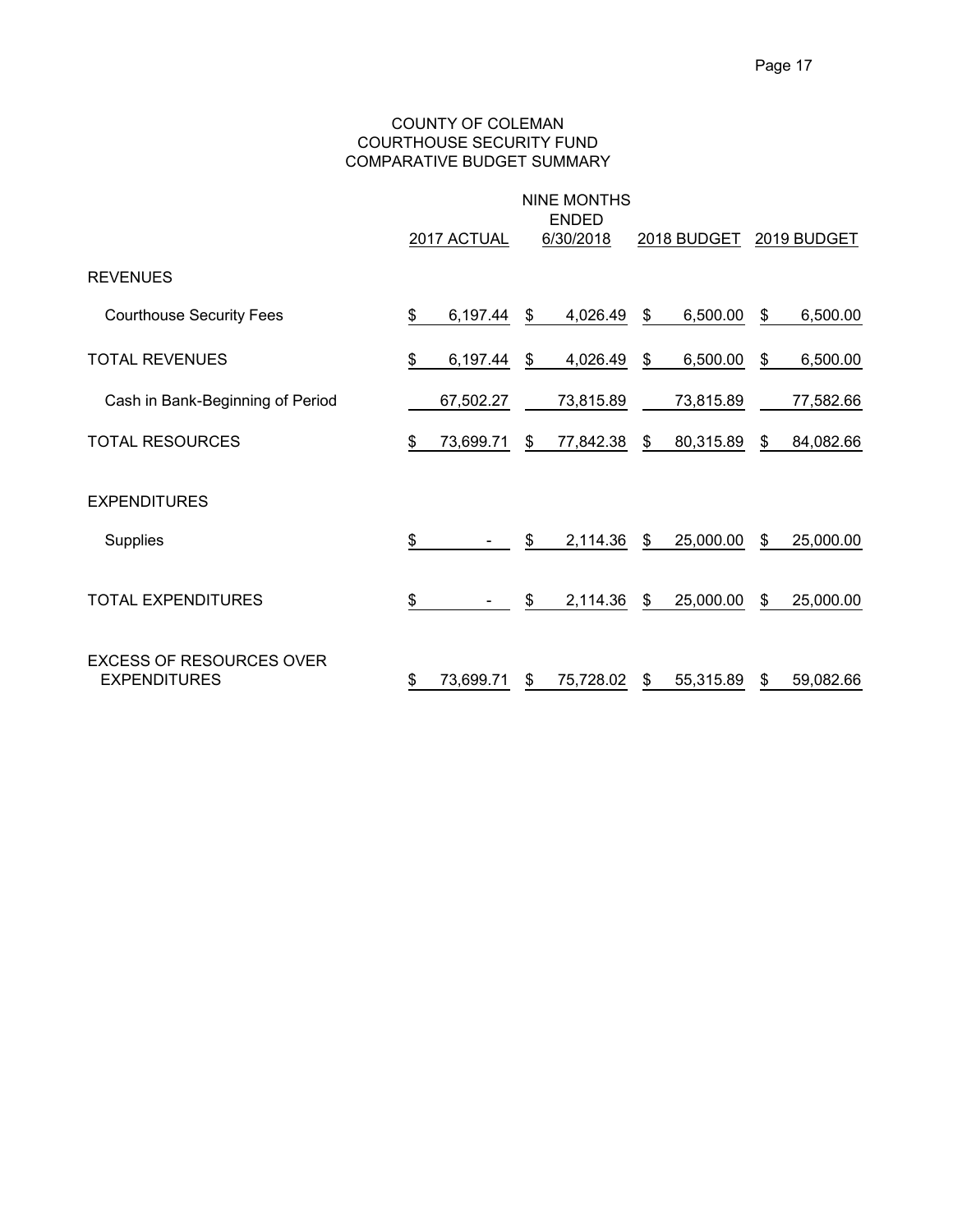# COUNTY OF COLEMAN
## COURTHOUSE SECURITY FUND
## COMPARATIVE BUDGET SUMMARY

| | 2017 ACTUAL | NINE MONTHS ENDED 6/30/2018 | 2018 BUDGET | 2019 BUDGET |
|---|---|---|---|---|
| REVENUES | | | | |
| Courthouse Security Fees | $ 6,197.44 | $ 4,026.49 | $ 6,500.00 | $ 6,500.00 |
| TOTAL REVENUES | $ 6,197.44 | $ 4,026.49 | $ 6,500.00 | $ 6,500.00 |
| Cash in Bank-Beginning of Period | 67,502.27 | 73,815.89 | 73,815.89 | 77,582.66 |
| TOTAL RESOURCES | $ 73,699.71 | $ 77,842.38 | $ 80,315.89 | $ 84,082.66 |
| EXPENDITURES | | | | |
| Supplies | $ - | $ 2,114.36 | $ 25,000.00 | $ 25,000.00 |
| TOTAL EXPENDITURES | $ - | $ 2,114.36 | $ 25,000.00 | $ 25,000.00 |
| EXCESS OF RESOURCES OVER EXPENDITURES | $ 73,699.71 | $ 75,728.02 | $ 55,315.89 | $ 59,082.66 |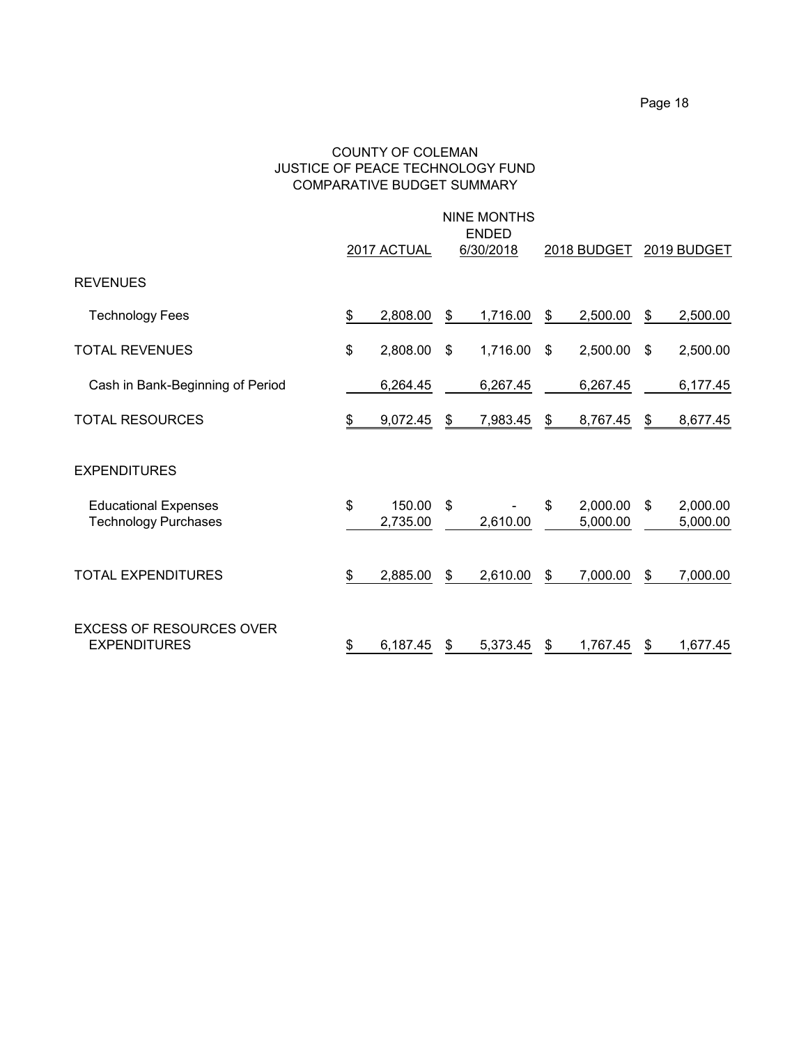# COUNTY OF COLEMAN
## JUSTICE OF PEACE TECHNOLOGY FUND
## COMPARATIVE BUDGET SUMMARY

| | 2017 ACTUAL | NINE MONTHS ENDED 6/30/2018 | 2018 BUDGET | 2019 BUDGET |
|---|---|---|---|---|
| REVENUES | | | | |
| Technology Fees | $ 2,808.00 | $ 1,716.00 | $ 2,500.00 | $ 2,500.00 |
| TOTAL REVENUES | $ 2,808.00 | $ 1,716.00 | $ 2,500.00 | $ 2,500.00 |
| Cash in Bank-Beginning of Period | 6,264.45 | 6,267.45 | 6,267.45 | 6,177.45 |
| TOTAL RESOURCES | $ 9,072.45 | $ 7,983.45 | $ 8,767.45 | $ 8,677.45 |
| EXPENDITURES | | | | |
| Educational Expenses | $ 150.00 | $ - | $ 2,000.00 | $ 2,000.00 |
| Technology Purchases | 2,735.00 | 2,610.00 | 5,000.00 | 5,000.00 |
| TOTAL EXPENDITURES | $ 2,885.00 | $ 2,610.00 | $ 7,000.00 | $ 7,000.00 |
| EXCESS OF RESOURCES OVER EXPENDITURES | $ 6,187.45 | $ 5,373.45 | $ 1,767.45 | $ 1,677.45 |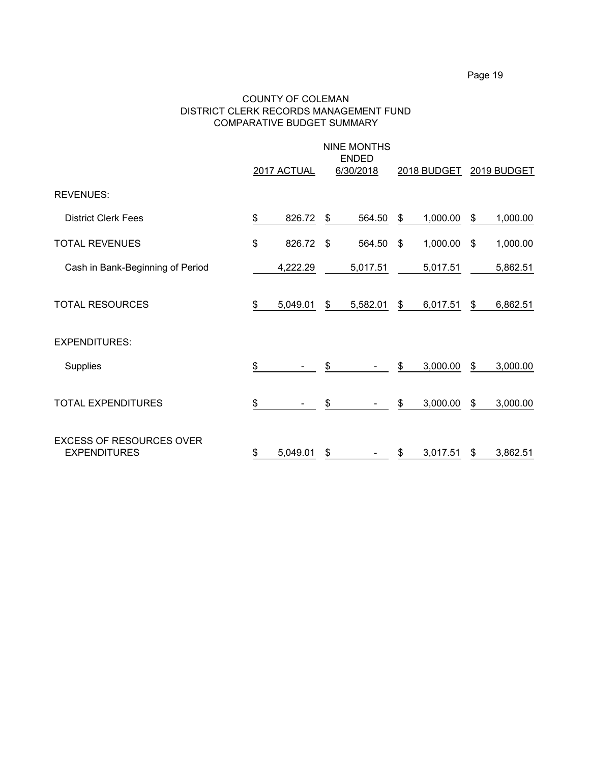# COUNTY OF COLEMAN
## DISTRICT CLERK RECORDS MANAGEMENT FUND
## COMPARATIVE BUDGET SUMMARY

| | 2017 ACTUAL | NINE MONTHS ENDED 6/30/2018 | 2018 BUDGET | 2019 BUDGET |
|---|---|---|---|---|
| REVENUES: | | | | |
| District Clerk Fees | $ 826.72 | $ 564.50 | $ 1,000.00 | $ 1,000.00 |
| TOTAL REVENUES | $ 826.72 | $ 564.50 | $ 1,000.00 | $ 1,000.00 |
| Cash in Bank-Beginning of Period | 4,222.29 | 5,017.51 | 5,017.51 | 5,862.51 |
| TOTAL RESOURCES | $ 5,049.01 | $ 5,582.01 | $ 6,017.51 | $ 6,862.51 |
| EXPENDITURES: | | | | |
| Supplies | $ - | $ - | $ 3,000.00 | $ 3,000.00 |
| TOTAL EXPENDITURES | $ - | $ - | $ 3,000.00 | $ 3,000.00 |
| EXCESS OF RESOURCES OVER EXPENDITURES | $ 5,049.01 | $ - | $ 3,017.51 | $ 3,862.51 |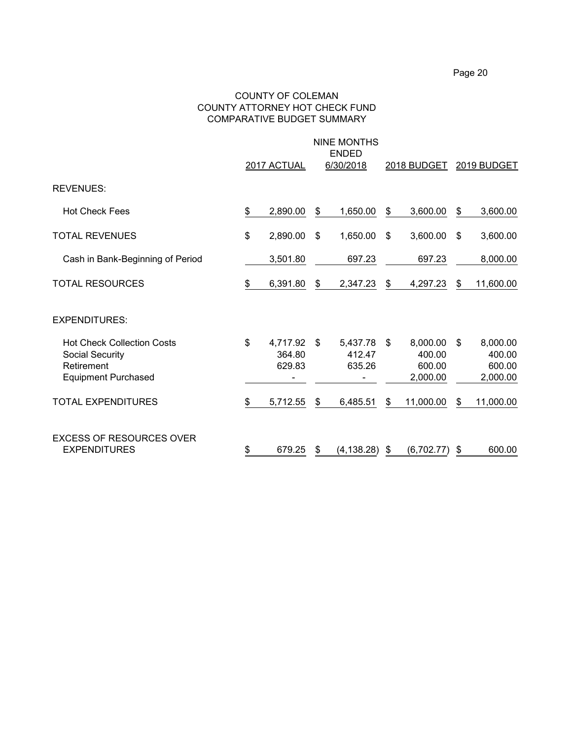# COUNTY OF COLEMAN
## COUNTY ATTORNEY HOT CHECK FUND
### COMPARATIVE BUDGET SUMMARY

| | 2017 ACTUAL | NINE MONTHS ENDED 6/30/2018 | 2018 BUDGET | 2019 BUDGET |
|---|---|---|---|---|
| REVENUES: | | | | |
| Hot Check Fees | $ 2,890.00 | $ 1,650.00 | $ 3,600.00 | $ 3,600.00 |
| TOTAL REVENUES | $ 2,890.00 | $ 1,650.00 | $ 3,600.00 | $ 3,600.00 |
| Cash in Bank-Beginning of Period | 3,501.80 | 697.23 | 697.23 | 8,000.00 |
| TOTAL RESOURCES | $ 6,391.80 | $ 2,347.23 | $ 4,297.23 | $ 11,600.00 |
| EXPENDITURES: | | | | |
| Hot Check Collection Costs | $ 4,717.92 | $ 5,437.78 | $ 8,000.00 | $ 8,000.00 |
| Social Security | 364.80 | 412.47 | 400.00 | 400.00 |
| Retirement | 629.83 | 635.26 | 600.00 | 600.00 |
| Equipment Purchased | - | - | 2,000.00 | 2,000.00 |
| TOTAL EXPENDITURES | $ 5,712.55 | $ 6,485.51 | $ 11,000.00 | $ 11,000.00 |
| EXCESS OF RESOURCES OVER EXPENDITURES | $ 679.25 | $ (4,138.28) | $ (6,702.77) | $ 600.00 |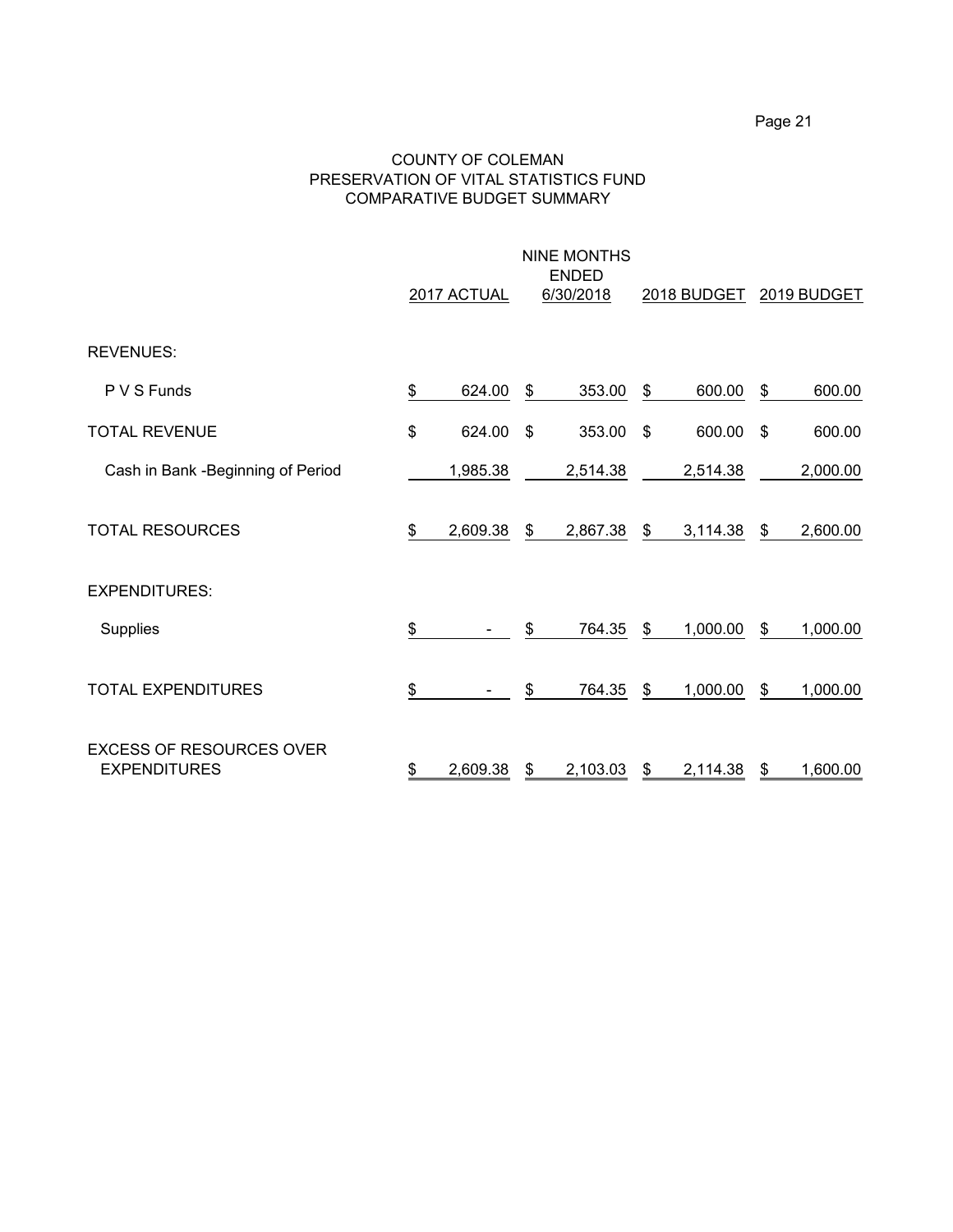# COUNTY OF COLEMAN
## PRESERVATION OF VITAL STATISTICS FUND
### COMPARATIVE BUDGET SUMMARY

| | 2017 ACTUAL | NINE MONTHS ENDED 6/30/2018 | 2018 BUDGET | 2019 BUDGET |
|---|---|---|---|---|
| REVENUES: | | | | |
| P V S Funds | $ 624.00 | $ 353.00 | $ 600.00 | $ 600.00 |
| TOTAL REVENUE | $ 624.00 | $ 353.00 | $ 600.00 | $ 600.00 |
| Cash in Bank -Beginning of Period | 1,985.38 | 2,514.38 | 2,514.38 | 2,000.00 |
| TOTAL RESOURCES | $ 2,609.38 | $ 2,867.38 | $ 3,114.38 | $ 2,600.00 |
| EXPENDITURES: | | | | |
| Supplies | $ - | $ 764.35 | $ 1,000.00 | $ 1,000.00 |
| TOTAL EXPENDITURES | $ - | $ 764.35 | $ 1,000.00 | $ 1,000.00 |
| EXCESS OF RESOURCES OVER EXPENDITURES | $ 2,609.38 | $ 2,103.03 | $ 2,114.38 | $ 1,600.00 |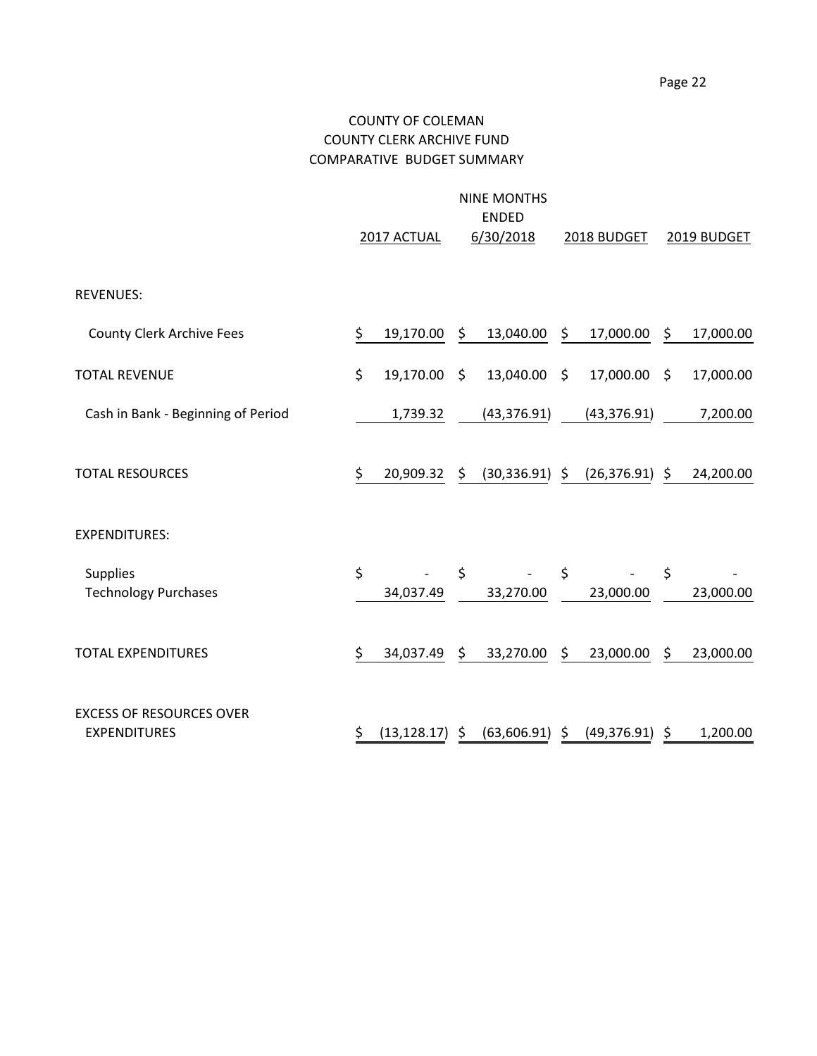# COUNTY OF COLEMAN
## COUNTY CLERK ARCHIVE FUND
## COMPARATIVE BUDGET SUMMARY

| | 2017 ACTUAL | NINE MONTHS ENDED 6/30/2018 | 2018 BUDGET | 2019 BUDGET |
|---|---|---|---|---|
| REVENUES: | | | | |
| County Clerk Archive Fees | $ 19,170.00 | $ 13,040.00 | $ 17,000.00 | $ 17,000.00 |
| TOTAL REVENUE | $ 19,170.00 | $ 13,040.00 | $ 17,000.00 | $ 17,000.00 |
| Cash in Bank - Beginning of Period | 1,739.32 | (43,376.91) | (43,376.91) | 7,200.00 |
| TOTAL RESOURCES | $ 20,909.32 | $ (30,336.91) | $ (26,376.91) | $ 24,200.00 |
| EXPENDITURES: | | | | |
| Supplies | $ - | $ - | $ - | $ - |
| Technology Purchases | 34,037.49 | 33,270.00 | 23,000.00 | 23,000.00 |
| TOTAL EXPENDITURES | $ 34,037.49 | $ 33,270.00 | $ 23,000.00 | $ 23,000.00 |
| EXCESS OF RESOURCES OVER EXPENDITURES | $ (13,128.17) | $ (63,606.91) | $ (49,376.91) | $ 1,200.00 |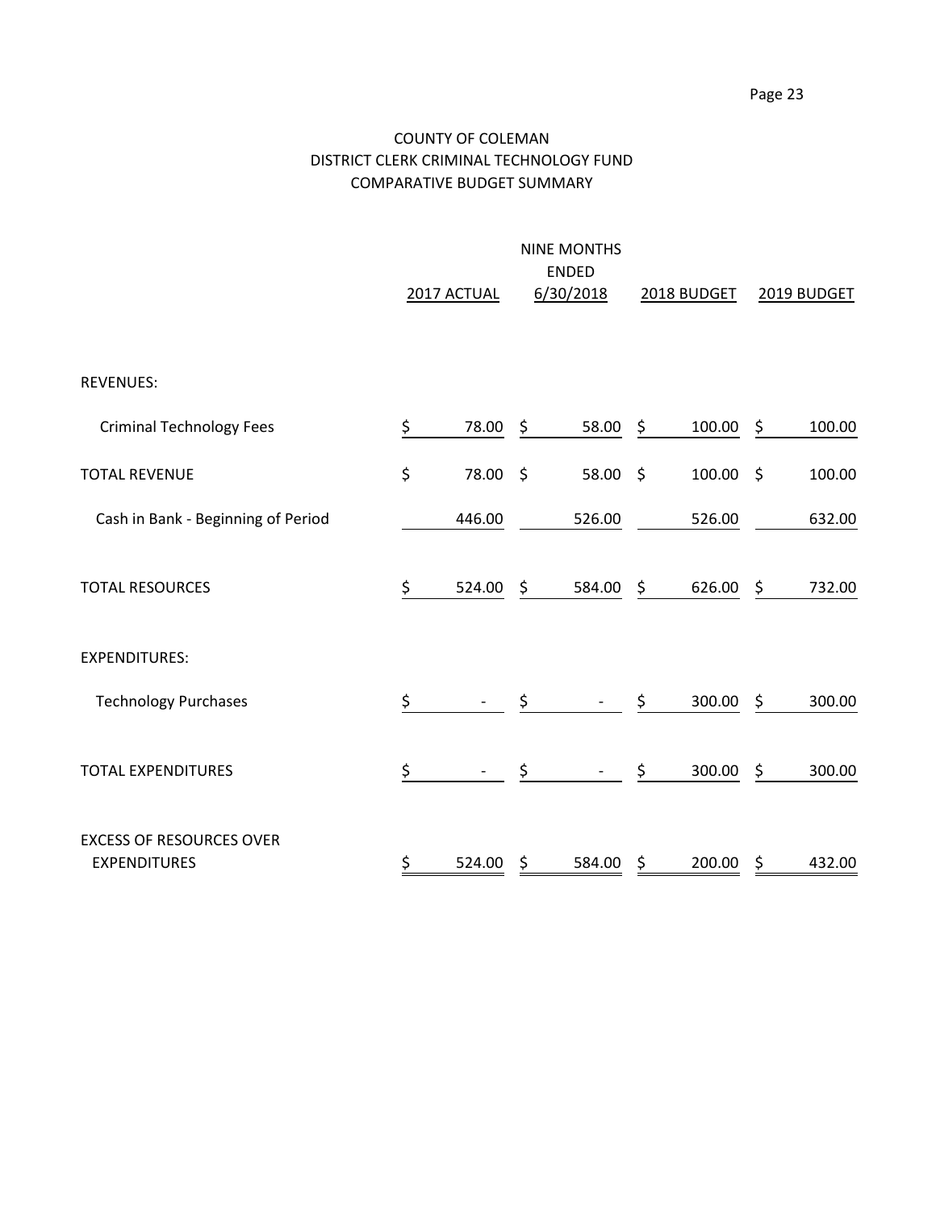# COUNTY OF COLEMAN
## DISTRICT CLERK CRIMINAL TECHNOLOGY FUND
## COMPARATIVE BUDGET SUMMARY

| | 2017 ACTUAL | NINE MONTHS ENDED 6/30/2018 | 2018 BUDGET | 2019 BUDGET |
|---|---|---|---|---|
| REVENUES: | | | | |
| Criminal Technology Fees | $ 78.00 | $ 58.00 | $ 100.00 | $ 100.00 |
| TOTAL REVENUE | $ 78.00 | $ 58.00 | $ 100.00 | $ 100.00 |
| Cash in Bank - Beginning of Period | 446.00 | 526.00 | 526.00 | 632.00 |
| TOTAL RESOURCES | $ 524.00 | $ 584.00 | $ 626.00 | $ 732.00 |
| EXPENDITURES: | | | | |
| Technology Purchases | $ - | $ - | $ 300.00 | $ 300.00 |
| TOTAL EXPENDITURES | $ - | $ - | $ 300.00 | $ 300.00 |
| EXCESS OF RESOURCES OVER EXPENDITURES | $ 524.00 | $ 584.00 | $ 200.00 | $ 432.00 |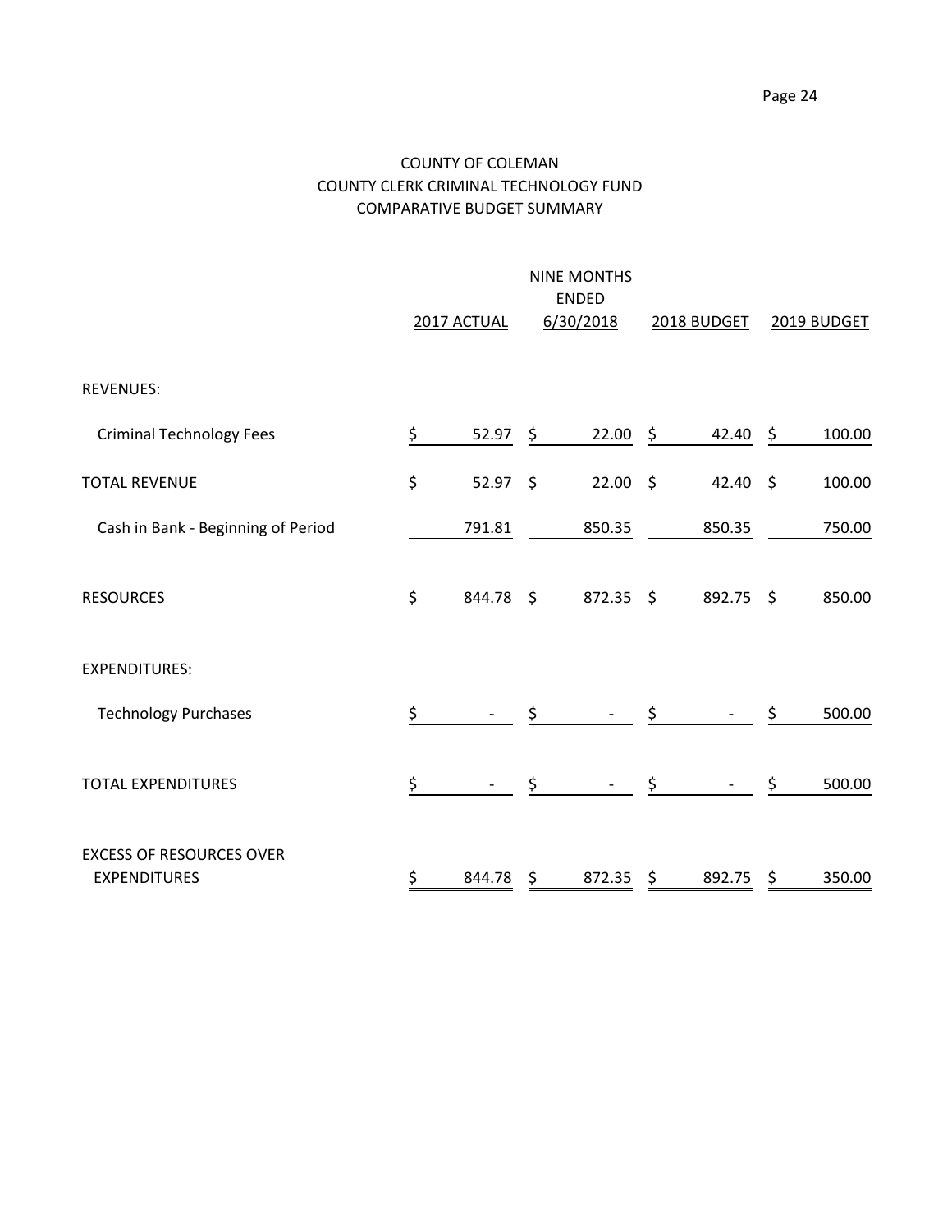# COUNTY OF COLEMAN
## COUNTY CLERK CRIMINAL TECHNOLOGY FUND
### COMPARATIVE BUDGET SUMMARY

| | 2017 ACTUAL | NINE MONTHS ENDED 6/30/2018 | 2018 BUDGET | 2019 BUDGET |
|---|---|---|---|---|
| REVENUES: | | | | |
| Criminal Technology Fees | $ 52.97 | $ 22.00 | $ 42.40 | $ 100.00 |
| TOTAL REVENUE | $ 52.97 | $ 22.00 | $ 42.40 | $ 100.00 |
| Cash in Bank - Beginning of Period | 791.81 | 850.35 | 850.35 | 750.00 |
| RESOURCES | $ 844.78 | $ 872.35 | $ 892.75 | $ 850.00 |
| EXPENDITURES: | | | | |
| Technology Purchases | $ - | $ - | $ - | $ 500.00 |
| TOTAL EXPENDITURES | $ - | $ - | $ - | $ 500.00 |
| EXCESS OF RESOURCES OVER EXPENDITURES | $ 844.78 | $ 872.35 | $ 892.75 | $ 350.00 |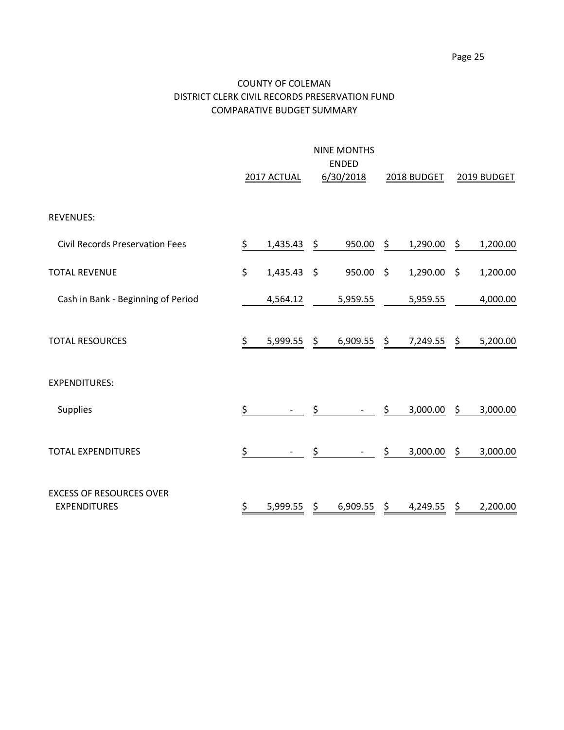# COUNTY OF COLEMAN
## DISTRICT CLERK CIVIL RECORDS PRESERVATION FUND
## COMPARATIVE BUDGET SUMMARY

| | 2017 ACTUAL | NINE MONTHS ENDED 6/30/2018 | 2018 BUDGET | 2019 BUDGET |
|---|---|---|---|---|
| REVENUES: | | | | |
| Civil Records Preservation Fees | $ 1,435.43 | $ 950.00 | $ 1,290.00 | $ 1,200.00 |
| TOTAL REVENUE | $ 1,435.43 | $ 950.00 | $ 1,290.00 | $ 1,200.00 |
| Cash in Bank - Beginning of Period | 4,564.12 | 5,959.55 | 5,959.55 | 4,000.00 |
| TOTAL RESOURCES | $ 5,999.55 | $ 6,909.55 | $ 7,249.55 | $ 5,200.00 |
| EXPENDITURES: | | | | |
| Supplies | $ - | $ - | $ 3,000.00 | $ 3,000.00 |
| TOTAL EXPENDITURES | $ - | $ - | $ 3,000.00 | $ 3,000.00 |
| EXCESS OF RESOURCES OVER EXPENDITURES | $ 5,999.55 | $ 6,909.55 | $ 4,249.55 | $ 2,200.00 |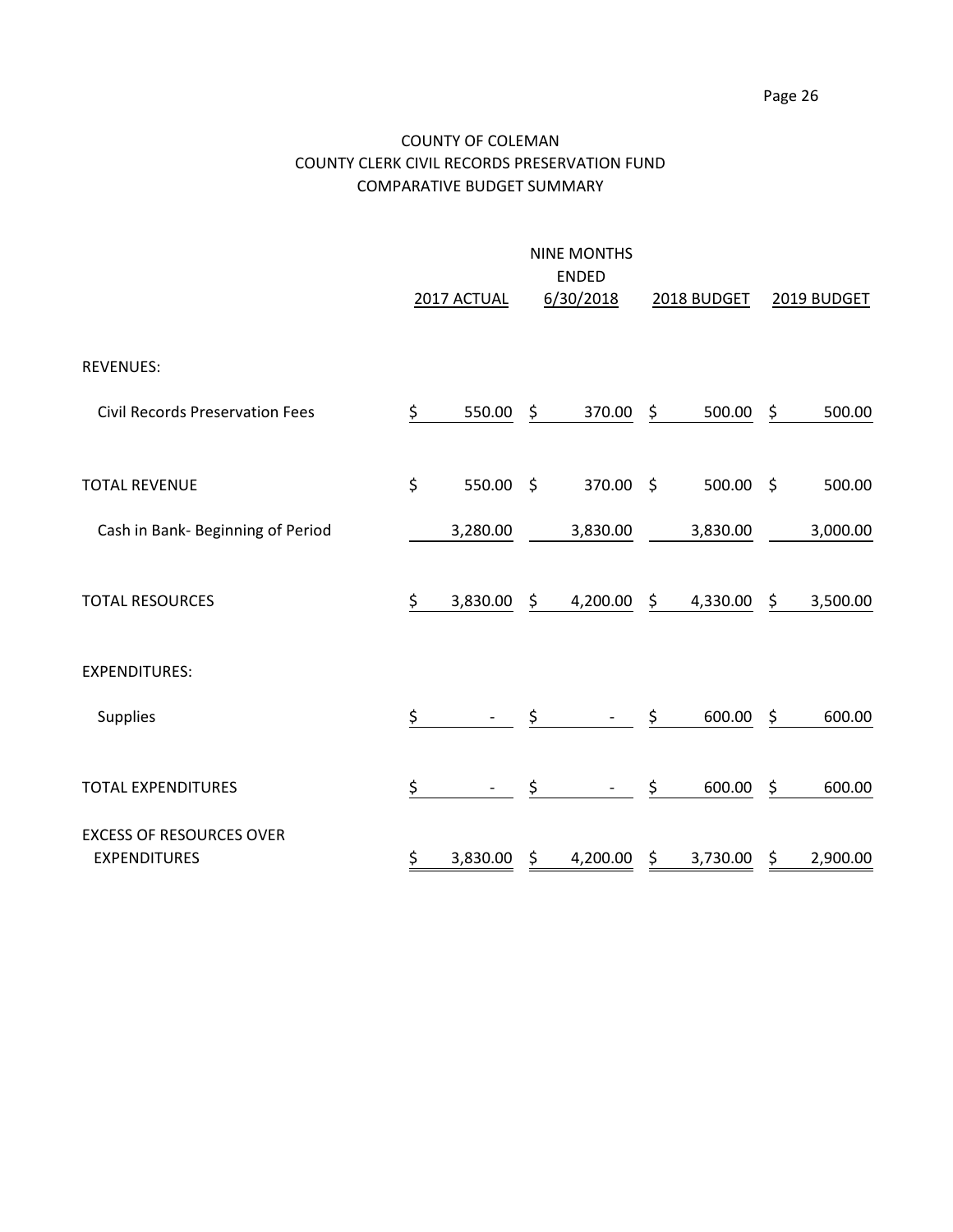# COUNTY OF COLEMAN
## COUNTY CLERK CIVIL RECORDS PRESERVATION FUND
## COMPARATIVE BUDGET SUMMARY

| | 2017 ACTUAL | NINE MONTHS ENDED 6/30/2018 | 2018 BUDGET | 2019 BUDGET |
|---|---|---|---|---|
| REVENUES: | | | | |
| Civil Records Preservation Fees | $ 550.00 | $ 370.00 | $ 500.00 | $ 500.00 |
| TOTAL REVENUE | $ 550.00 | $ 370.00 | $ 500.00 | $ 500.00 |
| Cash in Bank- Beginning of Period | 3,280.00 | 3,830.00 | 3,830.00 | 3,000.00 |
| TOTAL RESOURCES | $ 3,830.00 | $ 4,200.00 | $ 4,330.00 | $ 3,500.00 |
| EXPENDITURES: | | | | |
| Supplies | $ - | $ - | $ 600.00 | $ 600.00 |
| TOTAL EXPENDITURES | $ - | $ - | $ 600.00 | $ 600.00 |
| EXCESS OF RESOURCES OVER EXPENDITURES | $ 3,830.00 | $ 4,200.00 | $ 3,730.00 | $ 2,900.00 |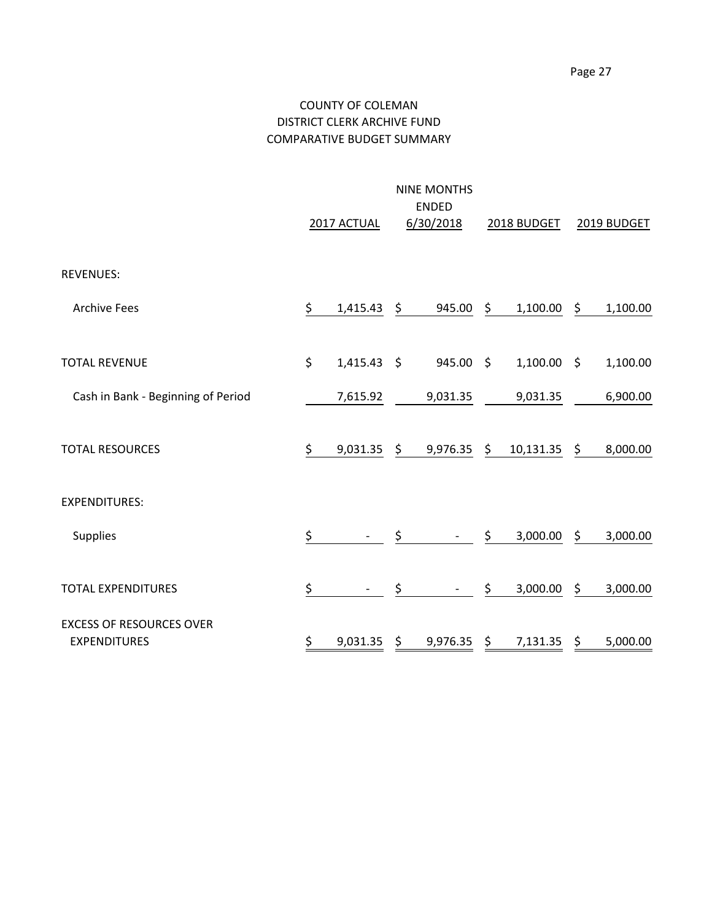# COUNTY OF COLEMAN
## DISTRICT CLERK ARCHIVE FUND
## COMPARATIVE BUDGET SUMMARY

| | 2017 ACTUAL | NINE MONTHS ENDED 6/30/2018 | 2018 BUDGET | 2019 BUDGET |
|---|---|---|---|---|
| REVENUES: | | | | |
| Archive Fees | $ 1,415.43 | $ 945.00 | $ 1,100.00 | $ 1,100.00 |
| TOTAL REVENUE | $ 1,415.43 | $ 945.00 | $ 1,100.00 | $ 1,100.00 |
| Cash in Bank - Beginning of Period | 7,615.92 | 9,031.35 | 9,031.35 | 6,900.00 |
| TOTAL RESOURCES | $ 9,031.35 | $ 9,976.35 | $ 10,131.35 | $ 8,000.00 |
| EXPENDITURES: | | | | |
| Supplies | $ - | $ - | $ 3,000.00 | $ 3,000.00 |
| TOTAL EXPENDITURES | $ - | $ - | $ 3,000.00 | $ 3,000.00 |
| EXCESS OF RESOURCES OVER EXPENDITURES | $ 9,031.35 | $ 9,976.35 | $ 7,131.35 | $ 5,000.00 |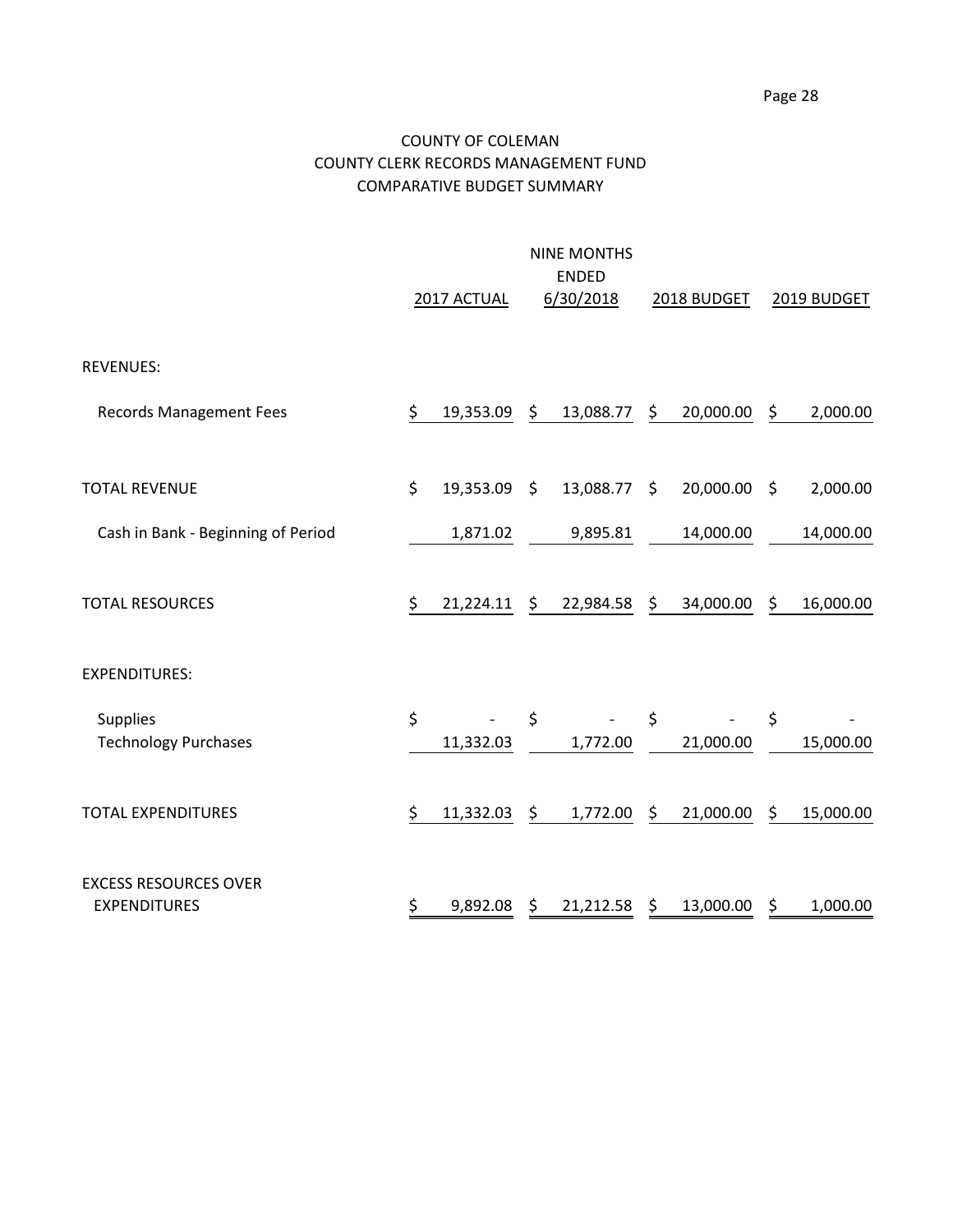# COUNTY OF COLEMAN
## COUNTY CLERK RECORDS MANAGEMENT FUND
## COMPARATIVE BUDGET SUMMARY

| | 2017 ACTUAL | NINE MONTHS ENDED 6/30/2018 | 2018 BUDGET | 2019 BUDGET |
|---|---|---|---|---|
| REVENUES: | | | | |
| Records Management Fees | $ 19,353.09 | $ 13,088.77 | $ 20,000.00 | $ 2,000.00 |
| TOTAL REVENUE | $ 19,353.09 | $ 13,088.77 | $ 20,000.00 | $ 2,000.00 |
| Cash in Bank - Beginning of Period | 1,871.02 | 9,895.81 | 14,000.00 | 14,000.00 |
| TOTAL RESOURCES | $ 21,224.11 | $ 22,984.58 | $ 34,000.00 | $ 16,000.00 |
| EXPENDITURES: | | | | |
| Supplies | $ - | $ - | $ - | $ - |
| Technology Purchases | 11,332.03 | 1,772.00 | 21,000.00 | 15,000.00 |
| TOTAL EXPENDITURES | $ 11,332.03 | $ 1,772.00 | $ 21,000.00 | $ 15,000.00 |
| EXCESS RESOURCES OVER EXPENDITURES | $ 9,892.08 | $ 21,212.58 | $ 13,000.00 | $ 1,000.00 |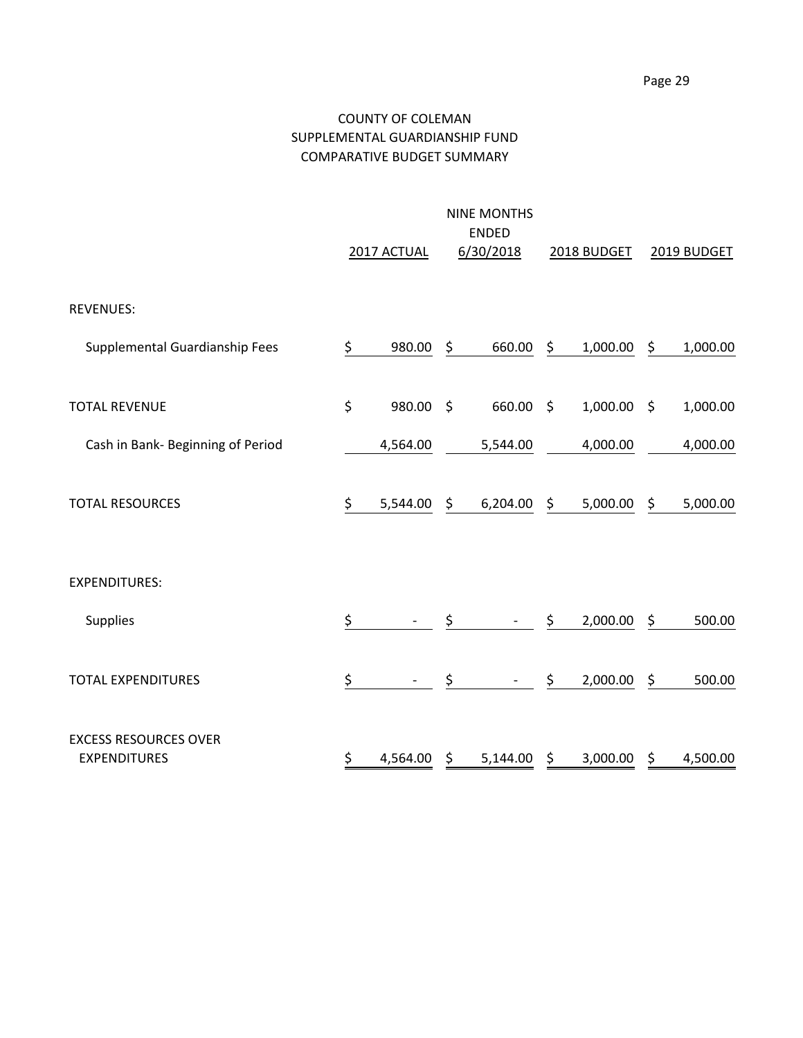# COUNTY OF COLEMAN
## SUPPLEMENTAL GUARDIANSHIP FUND
## COMPARATIVE BUDGET SUMMARY

| | 2017 ACTUAL | NINE MONTHS ENDED 6/30/2018 | 2018 BUDGET | 2019 BUDGET |
|---|---|---|---|---|
| REVENUES: | | | | |
| Supplemental Guardianship Fees | $ 980.00 | $ 660.00 | $ 1,000.00 | $ 1,000.00 |
| TOTAL REVENUE | $ 980.00 | $ 660.00 | $ 1,000.00 | $ 1,000.00 |
| Cash in Bank- Beginning of Period | 4,564.00 | 5,544.00 | 4,000.00 | 4,000.00 |
| TOTAL RESOURCES | $ 5,544.00 | $ 6,204.00 | $ 5,000.00 | $ 5,000.00 |
| EXPENDITURES: | | | | |
| Supplies | $ - | $ - | $ 2,000.00 | $ 500.00 |
| TOTAL EXPENDITURES | $ - | $ - | $ 2,000.00 | $ 500.00 |
| EXCESS RESOURCES OVER EXPENDITURES | $ 4,564.00 | $ 5,144.00 | $ 3,000.00 | $ 4,500.00 |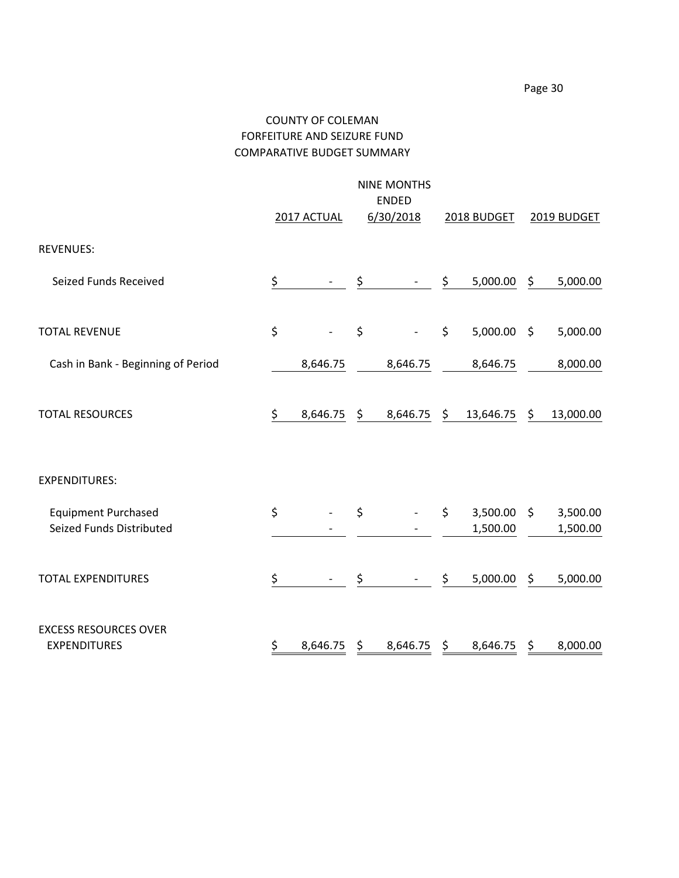# COUNTY OF COLEMAN
## FORFEITURE AND SEIZURE FUND
## COMPARATIVE BUDGET SUMMARY

| | 2017 ACTUAL | NINE MONTHS ENDED 6/30/2018 | 2018 BUDGET | 2019 BUDGET |
|---|---|---|---|---|
| REVENUES: | | | | |
| Seized Funds Received | $ - | $ - | $ 5,000.00 | $ 5,000.00 |
| TOTAL REVENUE | $ - | $ - | $ 5,000.00 | $ 5,000.00 |
| Cash in Bank - Beginning of Period | 8,646.75 | 8,646.75 | 8,646.75 | 8,000.00 |
| TOTAL RESOURCES | $ 8,646.75 | $ 8,646.75 | $ 13,646.75 | $ 13,000.00 |
| EXPENDITURES: | | | | |
| Equipment Purchased | $ - | $ - | $ 3,500.00 | $ 3,500.00 |
| Seized Funds Distributed | - | - | 1,500.00 | 1,500.00 |
| TOTAL EXPENDITURES | $ - | $ - | $ 5,000.00 | $ 5,000.00 |
| EXCESS RESOURCES OVER EXPENDITURES | $ 8,646.75 | $ 8,646.75 | $ 8,646.75 | $ 8,000.00 |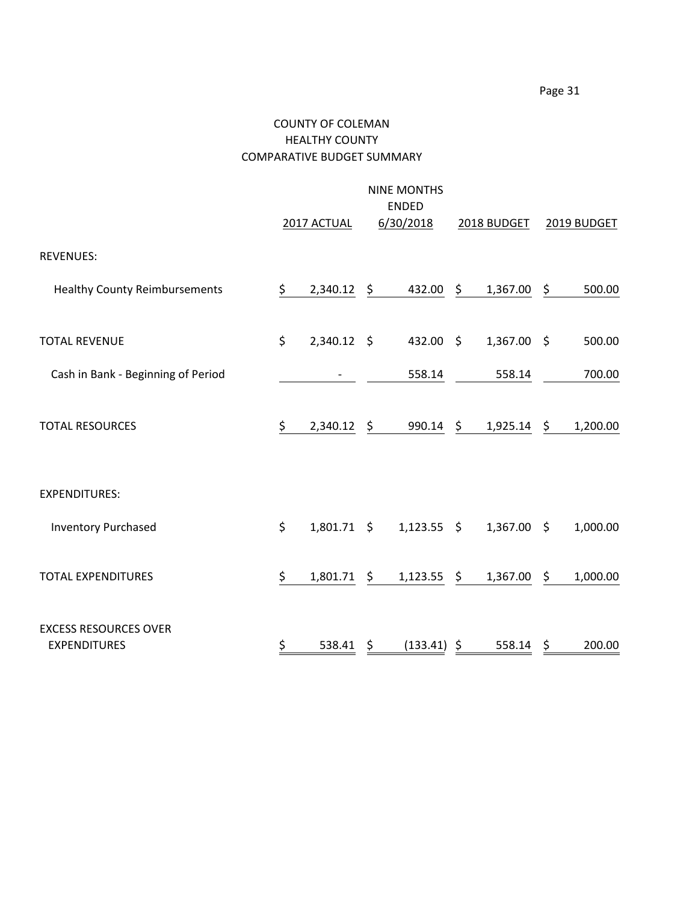# COUNTY OF COLEMAN

## HEALTHY COUNTY

### COMPARATIVE BUDGET SUMMARY

| | 2017 ACTUAL | NINE MONTHS ENDED 6/30/2018 | 2018 BUDGET | 2019 BUDGET |
|---|---|---|---|---|
| REVENUES: | | | | |
| Healthy County Reimbursements | $ 2,340.12 | $ 432.00 | $ 1,367.00 | $ 500.00 |
| TOTAL REVENUE | $ 2,340.12 | $ 432.00 | $ 1,367.00 | $ 500.00 |
| Cash in Bank - Beginning of Period | - | 558.14 | 558.14 | 700.00 |
| TOTAL RESOURCES | $ 2,340.12 | $ 990.14 | $ 1,925.14 | $ 1,200.00 |
| EXPENDITURES: | | | | |
| Inventory Purchased | $ 1,801.71 | $ 1,123.55 | $ 1,367.00 | $ 1,000.00 |
| TOTAL EXPENDITURES | $ 1,801.71 | $ 1,123.55 | $ 1,367.00 | $ 1,000.00 |
| EXCESS RESOURCES OVER EXPENDITURES | $ 538.41 | $ (133.41) | $ 558.14 | $ 200.00 |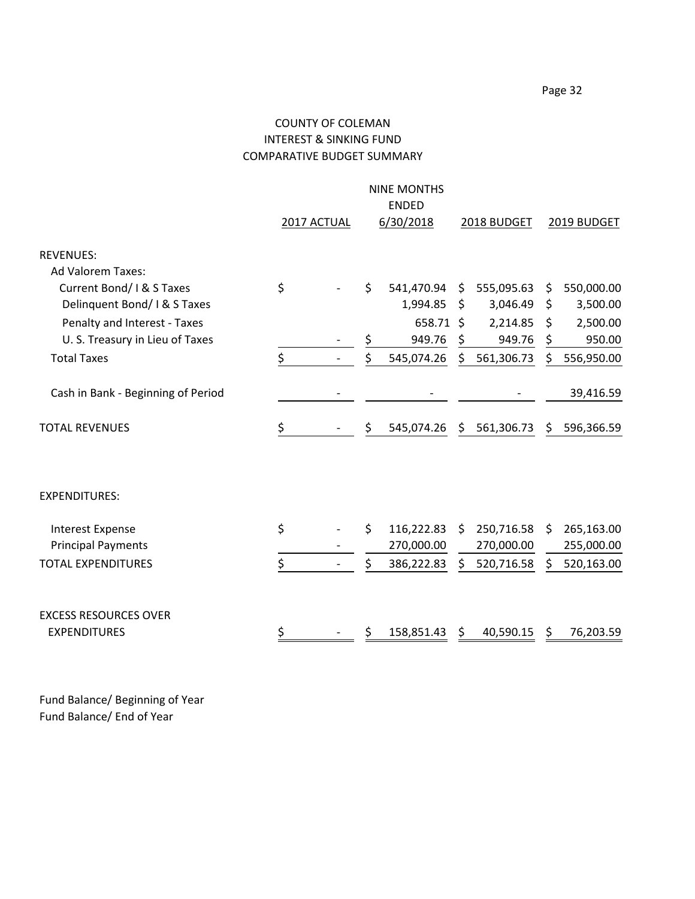# COUNTY OF COLEMAN
## INTEREST & SINKING FUND
## COMPARATIVE BUDGET SUMMARY

| | 2017 ACTUAL | NINE MONTHS ENDED 6/30/2018 | 2018 BUDGET | 2019 BUDGET |
|---|---|---|---|---|
| REVENUES: | | | | |
| Ad Valorem Taxes: | | | | |
| Current Bond/ I & S Taxes | $ - | $ 541,470.94 | $ 555,095.63 | $ 550,000.00 |
| Delinquent Bond/ I & S Taxes | | 1,994.85 | $ 3,046.49 | $ 3,500.00 |
| Penalty and Interest - Taxes | | 658.71 | $ 2,214.85 | $ 2,500.00 |
| U. S. Treasury in Lieu of Taxes | - | $ 949.76 | $ 949.76 | $ 950.00 |
| Total Taxes | $ - | $ 545,074.26 | $ 561,306.73 | $ 556,950.00 |
| Cash in Bank - Beginning of Period | - | - | - | 39,416.59 |
| TOTAL REVENUES | $ - | $ 545,074.26 | $ 561,306.73 | $ 596,366.59 |
| EXPENDITURES: | | | | |
| Interest Expense | $ - | $ 116,222.83 | $ 250,716.58 | $ 265,163.00 |
| Principal Payments | - | 270,000.00 | 270,000.00 | 255,000.00 |
| TOTAL EXPENDITURES | $ - | $ 386,222.83 | $ 520,716.58 | $ 520,163.00 |
| EXCESS RESOURCES OVER EXPENDITURES | $ - | $ 158,851.43 | $ 40,590.15 | $ 76,203.59 |

Fund Balance/ Beginning of Year

Fund Balance/ End of Year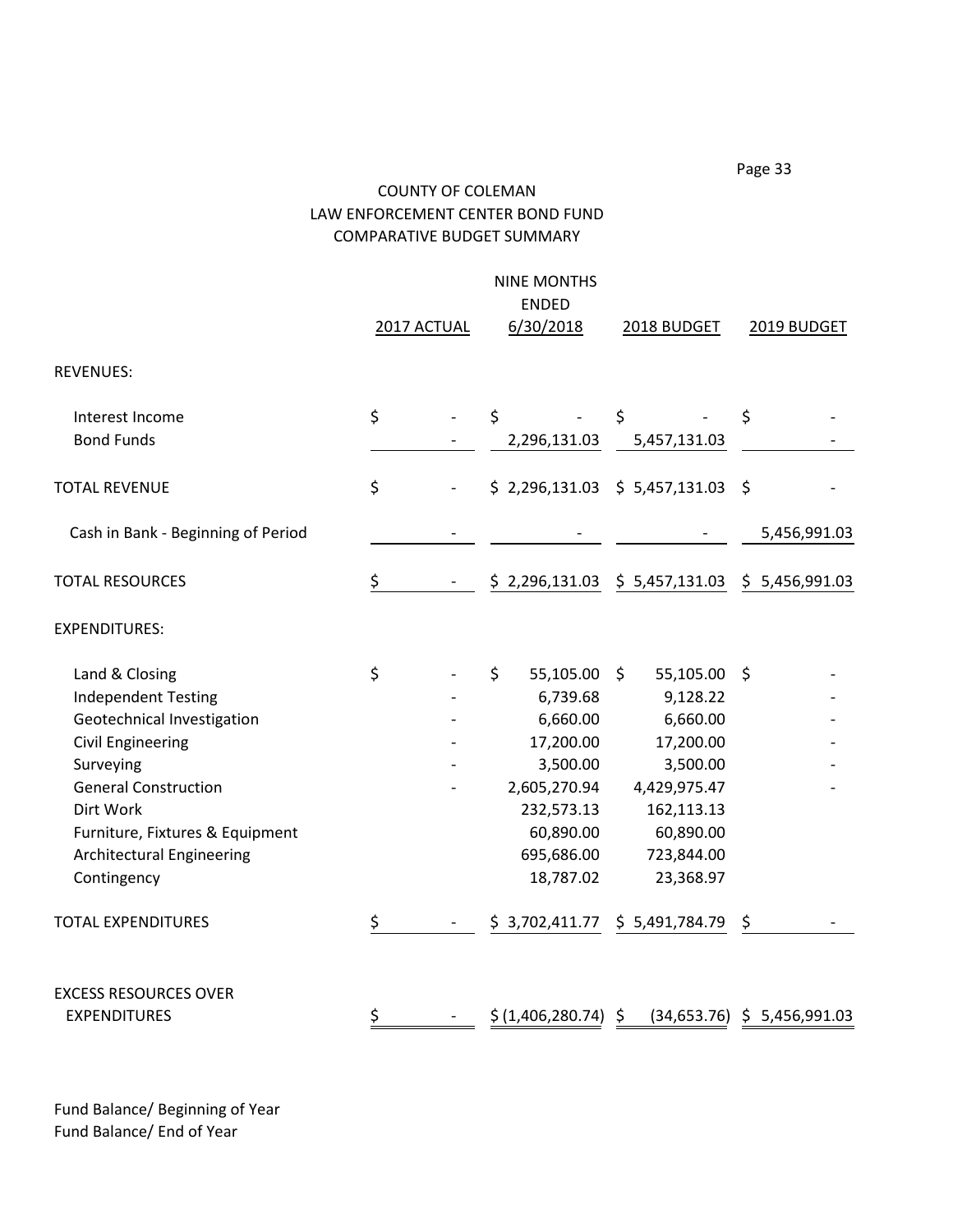COUNTY OF COLEMAN
LAW ENFORCEMENT CENTER BOND FUND
COMPARATIVE BUDGET SUMMARY

| | 2017 ACTUAL | NINE MONTHS ENDED 6/30/2018 | 2018 BUDGET | 2019 BUDGET |
|---|---|---|---|---|
| REVENUES: | | | | |
| Interest Income | $ - | $ - | $ - | $ - |
| Bond Funds | - | 2,296,131.03 | 5,457,131.03 | - |
| TOTAL REVENUE | $ - | $ 2,296,131.03 | $ 5,457,131.03 | $ - |
| Cash in Bank - Beginning of Period | - | - | - | 5,456,991.03 |
| TOTAL RESOURCES | $ - | $ 2,296,131.03 | $ 5,457,131.03 | $ 5,456,991.03 |
| EXPENDITURES: | | | | |
| Land & Closing | $ - | $ 55,105.00 | $ 55,105.00 | $ - |
| Independent Testing | - | 6,739.68 | 9,128.22 | - |
| Geotechnical Investigation | - | 6,660.00 | 6,660.00 | - |
| Civil Engineering | - | 17,200.00 | 17,200.00 | - |
| Surveying | - | 3,500.00 | 3,500.00 | - |
| General Construction | - | 2,605,270.94 | 4,429,975.47 | - |
| Dirt Work | | 232,573.13 | 162,113.13 | |
| Furniture, Fixtures & Equipment | | 60,890.00 | 60,890.00 | |
| Architectural Engineering | | 695,686.00 | 723,844.00 | |
| Contingency | | 18,787.02 | 23,368.97 | |
| TOTAL EXPENDITURES | $ - | $ 3,702,411.77 | $ 5,491,784.79 | $ - |
| EXCESS RESOURCES OVER EXPENDITURES | $ - | $ (1,406,280.74) | $ (34,653.76) | $ 5,456,991.03 |

Fund Balance/ Beginning of Year
Fund Balance/ End of Year